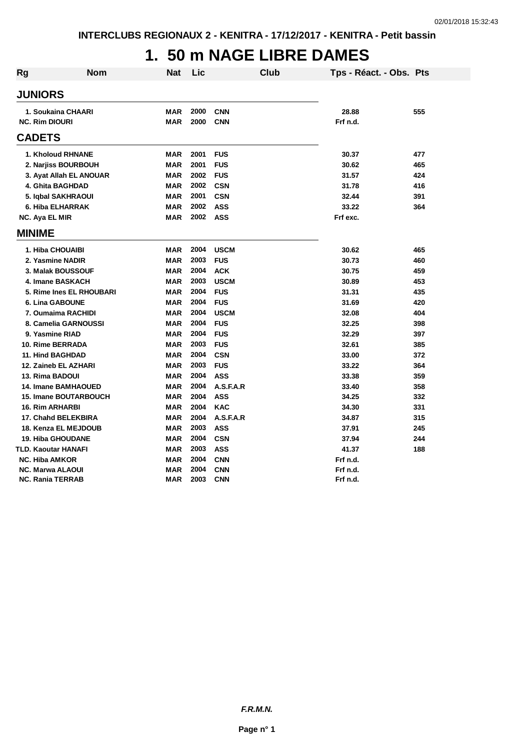INTERCLUBS REGIONAUX 2 - KENITRA - 17/12/2017 - KENITRA - Petit bassin

# 1. 50 m NAGE LIBRE DAMES

| Rg | Nom | Nat | Lic | Club | Tps - Réact. - Obs. | Pts |
|---|---|---|---|---|---|---|
| **JUNIORS** | | | | | | |
| 1. | Soukaina CHAARI | MAR | 2000 | CNN | 28.88 | 555 |
| NC. | Rim DIOURI | MAR | 2000 | CNN | Frf n.d. | |
| **CADETS** | | | | | | |
| 1. | Kholoud RHNANE | MAR | 2001 | FUS | 30.37 | 477 |
| 2. | Narjiss BOURBOUH | MAR | 2001 | FUS | 30.62 | 465 |
| 3. | Ayat Allah EL ANOUAR | MAR | 2002 | FUS | 31.57 | 424 |
| 4. | Ghita BAGHDAD | MAR | 2002 | CSN | 31.78 | 416 |
| 5. | Iqbal SAKHRAOUI | MAR | 2001 | CSN | 32.44 | 391 |
| 6. | Hiba ELHARRAK | MAR | 2002 | ASS | 33.22 | 364 |
| NC. | Aya EL MIR | MAR | 2002 | ASS | Frf exc. | |
| **MINIME** | | | | | | |
| 1. | Hiba CHOUAIBI | MAR | 2004 | USCM | 30.62 | 465 |
| 2. | Yasmine NADIR | MAR | 2003 | FUS | 30.73 | 460 |
| 3. | Malak BOUSSOUF | MAR | 2004 | ACK | 30.75 | 459 |
| 4. | Imane BASKACH | MAR | 2003 | USCM | 30.89 | 453 |
| 5. | Rime Ines EL RHOUBARI | MAR | 2004 | FUS | 31.31 | 435 |
| 6. | Lina GABOUNE | MAR | 2004 | FUS | 31.69 | 420 |
| 7. | Oumaima RACHIDI | MAR | 2004 | USCM | 32.08 | 404 |
| 8. | Camelia GARNOUSSI | MAR | 2004 | FUS | 32.25 | 398 |
| 9. | Yasmine RIAD | MAR | 2004 | FUS | 32.29 | 397 |
| 10. | Rime BERRADA | MAR | 2003 | FUS | 32.61 | 385 |
| 11. | Hind BAGHDAD | MAR | 2004 | CSN | 33.00 | 372 |
| 12. | Zaineb EL AZHARI | MAR | 2003 | FUS | 33.22 | 364 |
| 13. | Rima BADOUI | MAR | 2004 | ASS | 33.38 | 359 |
| 14. | Imane BAMHAOUED | MAR | 2004 | A.S.F.A.R | 33.40 | 358 |
| 15. | Imane BOUTARBOUCH | MAR | 2004 | ASS | 34.25 | 332 |
| 16. | Rim ARHARBI | MAR | 2004 | KAC | 34.30 | 331 |
| 17. | Chahd BELEKBIRA | MAR | 2004 | A.S.F.A.R | 34.87 | 315 |
| 18. | Kenza EL MEJDOUB | MAR | 2003 | ASS | 37.91 | 245 |
| 19. | Hiba GHOUDANE | MAR | 2004 | CSN | 37.94 | 244 |
| TLD. | Kaoutar HANAFI | MAR | 2003 | ASS | 41.37 | 188 |
| NC. | Hiba AMKOR | MAR | 2004 | CNN | Frf n.d. | |
| NC. | Marwa ALAOUI | MAR | 2004 | CNN | Frf n.d. | |
| NC. | Rania TERRAB | MAR | 2003 | CNN | Frf n.d. | |

*F.R.M.N.*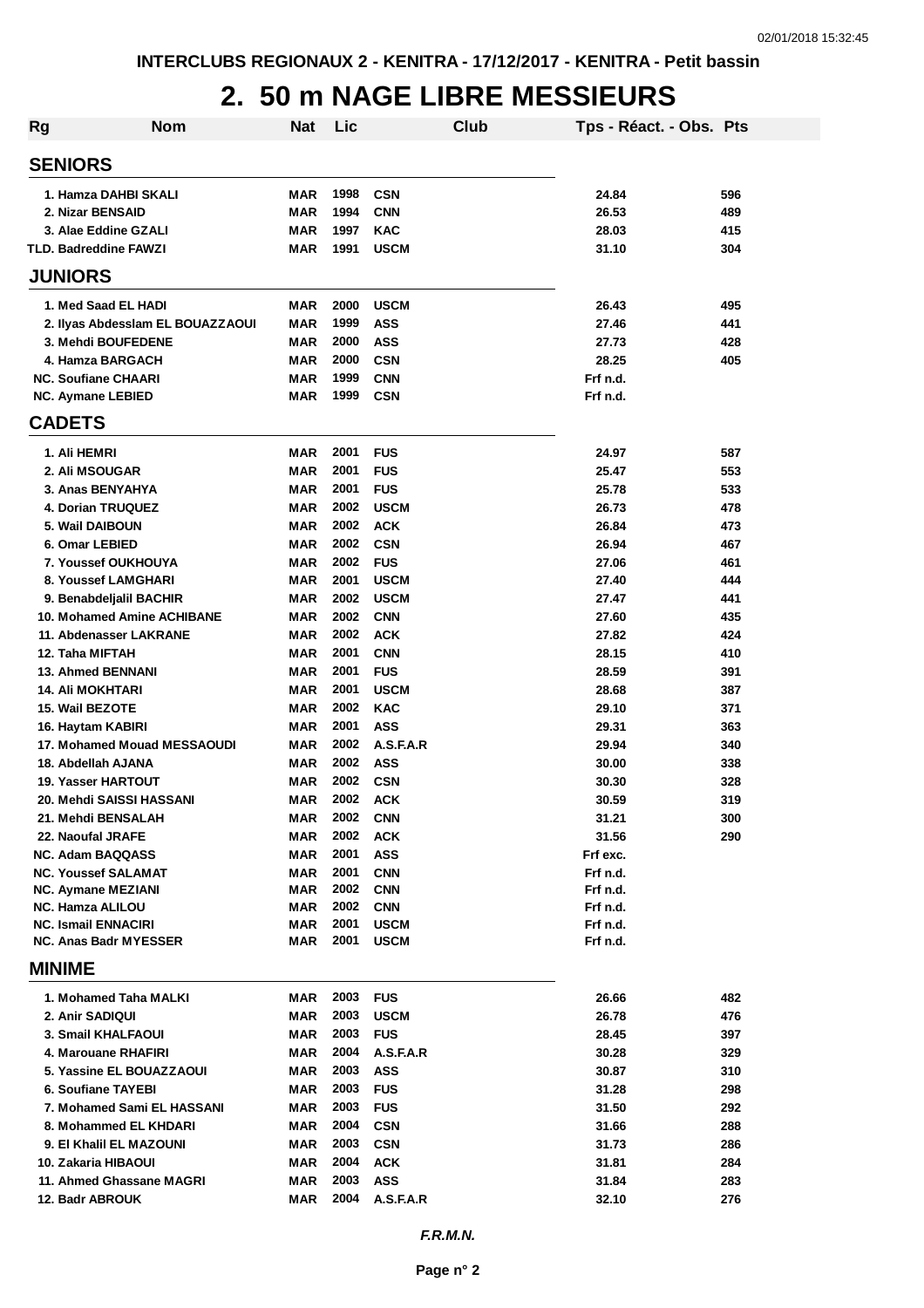INTERCLUBS REGIONAUX 2 - KENITRA - 17/12/2017 - KENITRA - Petit bassin

# 2. 50 m NAGE LIBRE MESSIEURS

| Rg | Nom | Nat | Lic | Club | Tps - Réact. - Obs. | Pts |
|---|---|---|---|---|---|---|
| **SENIORS** | | | | | | |
| 1. | Hamza DAHBI SKALI | MAR | 1998 | CSN | 24.84 | 596 |
| 2. | Nizar BENSAID | MAR | 1994 | CNN | 26.53 | 489 |
| 3. | Alae Eddine GZALI | MAR | 1997 | KAC | 28.03 | 415 |
| TLD. | Badreddine FAWZI | MAR | 1991 | USCM | 31.10 | 304 |
| **JUNIORS** | | | | | | |
| 1. | Med Saad EL HADI | MAR | 2000 | USCM | 26.43 | 495 |
| 2. | Ilyas Abdesslam EL BOUAZZAOUI | MAR | 1999 | ASS | 27.46 | 441 |
| 3. | Mehdi BOUFEDENE | MAR | 2000 | ASS | 27.73 | 428 |
| 4. | Hamza BARGACH | MAR | 2000 | CSN | 28.25 | 405 |
| NC. | Soufiane CHAARI | MAR | 1999 | CNN | Frf n.d. | |
| NC. | Aymane LEBIED | MAR | 1999 | CSN | Frf n.d. | |
| **CADETS** | | | | | | |
| 1. | Ali HEMRI | MAR | 2001 | FUS | 24.97 | 587 |
| 2. | Ali MSOUGAR | MAR | 2001 | FUS | 25.47 | 553 |
| 3. | Anas BENYAHYA | MAR | 2001 | FUS | 25.78 | 533 |
| 4. | Dorian TRUQUEZ | MAR | 2002 | USCM | 26.73 | 478 |
| 5. | Wail DAIBOUN | MAR | 2002 | ACK | 26.84 | 473 |
| 6. | Omar LEBIED | MAR | 2002 | CSN | 26.94 | 467 |
| 7. | Youssef OUKHOUYA | MAR | 2002 | FUS | 27.06 | 461 |
| 8. | Youssef LAMGHARI | MAR | 2001 | USCM | 27.40 | 444 |
| 9. | Benabdeljalil BACHIR | MAR | 2002 | USCM | 27.47 | 441 |
| 10. | Mohamed Amine ACHIBANE | MAR | 2002 | CNN | 27.60 | 435 |
| 11. | Abdenasser LAKRANE | MAR | 2002 | ACK | 27.82 | 424 |
| 12. | Taha MIFTAH | MAR | 2001 | CNN | 28.15 | 410 |
| 13. | Ahmed BENNANI | MAR | 2001 | FUS | 28.59 | 391 |
| 14. | Ali MOKHTARI | MAR | 2001 | USCM | 28.68 | 387 |
| 15. | Wail BEZOTE | MAR | 2002 | KAC | 29.10 | 371 |
| 16. | Haytam KABIRI | MAR | 2001 | ASS | 29.31 | 363 |
| 17. | Mohamed Mouad MESSAOUDI | MAR | 2002 | A.S.F.A.R | 29.94 | 340 |
| 18. | Abdellah AJANA | MAR | 2002 | ASS | 30.00 | 338 |
| 19. | Yasser HARTOUT | MAR | 2002 | CSN | 30.30 | 328 |
| 20. | Mehdi SAISSI HASSANI | MAR | 2002 | ACK | 30.59 | 319 |
| 21. | Mehdi BENSALAH | MAR | 2002 | CNN | 31.21 | 300 |
| 22. | Naoufal JRAFE | MAR | 2002 | ACK | 31.56 | 290 |
| NC. | Adam BAQQASS | MAR | 2001 | ASS | Frf exc. | |
| NC. | Youssef SALAMAT | MAR | 2001 | CNN | Frf n.d. | |
| NC. | Aymane MEZIANI | MAR | 2002 | CNN | Frf n.d. | |
| NC. | Hamza ALILOU | MAR | 2002 | CNN | Frf n.d. | |
| NC. | Ismail ENNACIRI | MAR | 2001 | USCM | Frf n.d. | |
| NC. | Anas Badr MYESSER | MAR | 2001 | USCM | Frf n.d. | |
| **MINIME** | | | | | | |
| 1. | Mohamed Taha MALKI | MAR | 2003 | FUS | 26.66 | 482 |
| 2. | Anir SADIQUI | MAR | 2003 | USCM | 26.78 | 476 |
| 3. | Smail KHALFAOUI | MAR | 2003 | FUS | 28.45 | 397 |
| 4. | Marouane RHAFIRI | MAR | 2004 | A.S.F.A.R | 30.28 | 329 |
| 5. | Yassine EL BOUAZZAOUI | MAR | 2003 | ASS | 30.87 | 310 |
| 6. | Soufiane TAYEBI | MAR | 2003 | FUS | 31.28 | 298 |
| 7. | Mohamed Sami EL HASSANI | MAR | 2003 | FUS | 31.50 | 292 |
| 8. | Mohammed EL KHDARI | MAR | 2004 | CSN | 31.66 | 288 |
| 9. | El Khalil EL MAZOUNI | MAR | 2003 | CSN | 31.73 | 286 |
| 10. | Zakaria HIBAOUI | MAR | 2004 | ACK | 31.81 | 284 |
| 11. | Ahmed Ghassane MAGRI | MAR | 2003 | ASS | 31.84 | 283 |
| 12. | Badr ABROUK | MAR | 2004 | A.S.F.A.R | 32.10 | 276 |

*F.R.M.N.*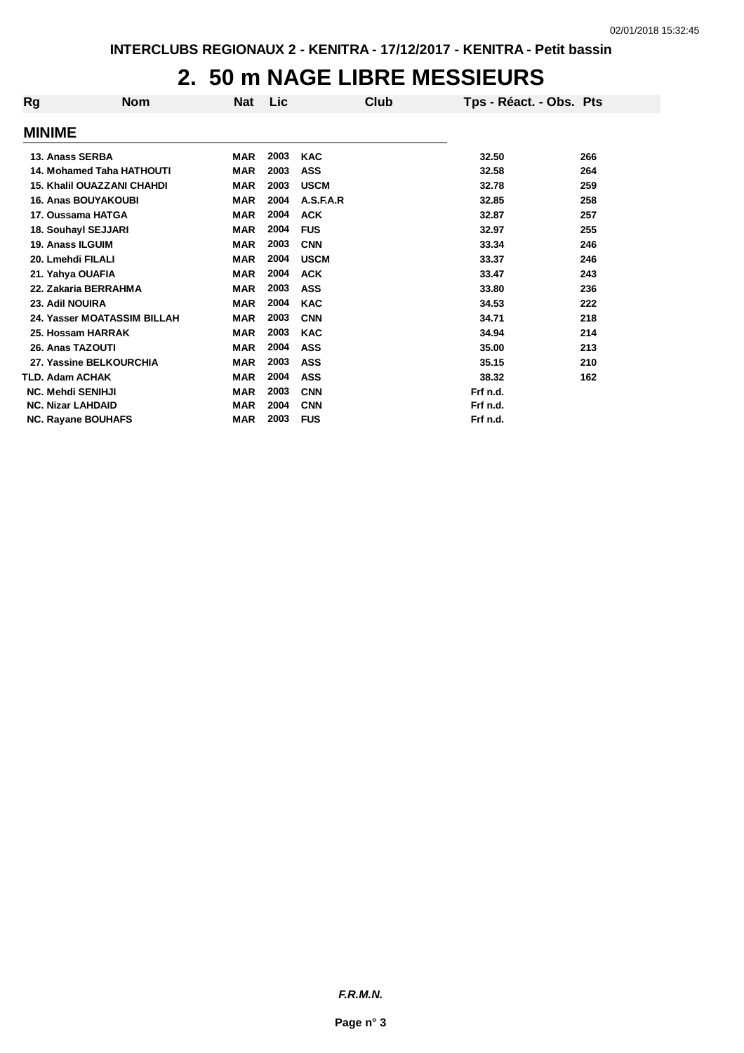INTERCLUBS REGIONAUX 2 - KENITRA - 17/12/2017 - KENITRA - Petit bassin

# 2. 50 m NAGE LIBRE MESSIEURS

| Rg | Nom | Nat | Lic | Club | Tps - Réact. - Obs. | Pts |
|---|---|---|---|---|---|---|
| **MINIME** | | | | | | |
| 13. | Anass SERBA | MAR | 2003 | KAC | 32.50 | 266 |
| 14. | Mohamed Taha HATHOUTI | MAR | 2003 | ASS | 32.58 | 264 |
| 15. | Khalil OUAZZANI CHAHDI | MAR | 2003 | USCM | 32.78 | 259 |
| 16. | Anas BOUYAKOUBI | MAR | 2004 | A.S.F.A.R | 32.85 | 258 |
| 17. | Oussama HATGA | MAR | 2004 | ACK | 32.87 | 257 |
| 18. | Souhayl SEJJARI | MAR | 2004 | FUS | 32.97 | 255 |
| 19. | Anass ILGUIM | MAR | 2003 | CNN | 33.34 | 246 |
| 20. | Lmehdi FILALI | MAR | 2004 | USCM | 33.37 | 246 |
| 21. | Yahya OUAFIA | MAR | 2004 | ACK | 33.47 | 243 |
| 22. | Zakaria BERRAHMA | MAR | 2003 | ASS | 33.80 | 236 |
| 23. | Adil NOUIRA | MAR | 2004 | KAC | 34.53 | 222 |
| 24. | Yasser MOATASSIM BILLAH | MAR | 2003 | CNN | 34.71 | 218 |
| 25. | Hossam HARRAK | MAR | 2003 | KAC | 34.94 | 214 |
| 26. | Anas TAZOUTI | MAR | 2004 | ASS | 35.00 | 213 |
| 27. | Yassine BELKOURCHIA | MAR | 2003 | ASS | 35.15 | 210 |
| TLD. | Adam ACHAK | MAR | 2004 | ASS | 38.32 | 162 |
| NC. | Mehdi SENIHJI | MAR | 2003 | CNN | Frf n.d. | |
| NC. | Nizar LAHDAID | MAR | 2004 | CNN | Frf n.d. | |
| NC. | Rayane BOUHAFS | MAR | 2003 | FUS | Frf n.d. | |

*F.R.M.N.*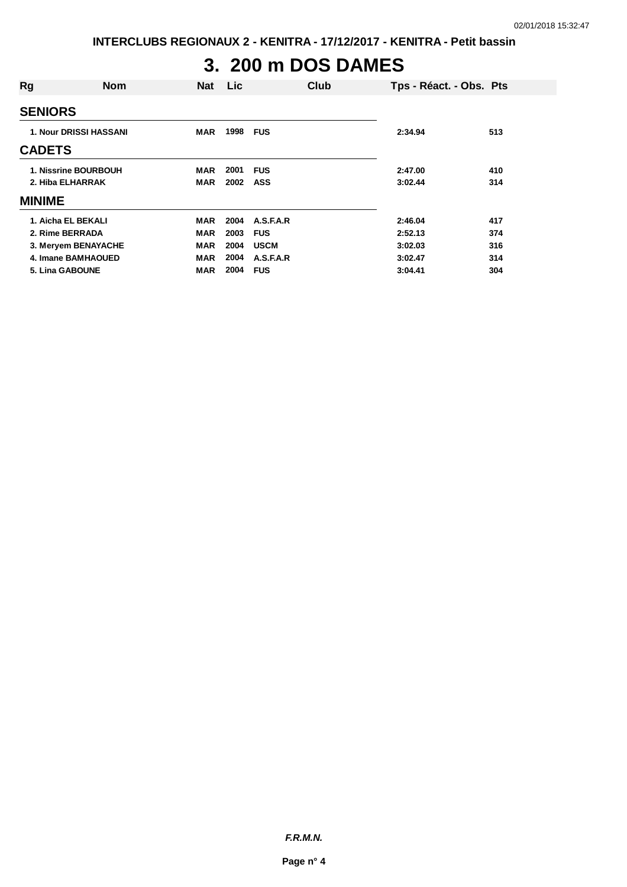# 3. 200 m DOS DAMES

| Rg | Nom | Nat | Lic | Club | Tps - Réact. - Obs. | Pts |
|---|---|---|---|---|---|---|
| **SENIORS** | | | | | | |
| 1. | Nour DRISSI HASSANI | MAR | 1998 | FUS | 2:34.94 | 513 |
| **CADETS** | | | | | | |
| 1. | Nissrine BOURBOUH | MAR | 2001 | FUS | 2:47.00 | 410 |
| 2. | Hiba ELHARRAK | MAR | 2002 | ASS | 3:02.44 | 314 |
| **MINIME** | | | | | | |
| 1. | Aicha EL BEKALI | MAR | 2004 | A.S.F.A.R | 2:46.04 | 417 |
| 2. | Rime BERRADA | MAR | 2003 | FUS | 2:52.13 | 374 |
| 3. | Meryem BENAYACHE | MAR | 2004 | USCM | 3:02.03 | 316 |
| 4. | Imane BAMHAOUED | MAR | 2004 | A.S.F.A.R | 3:02.47 | 314 |
| 5. | Lina GABOUNE | MAR | 2004 | FUS | 3:04.41 | 304 |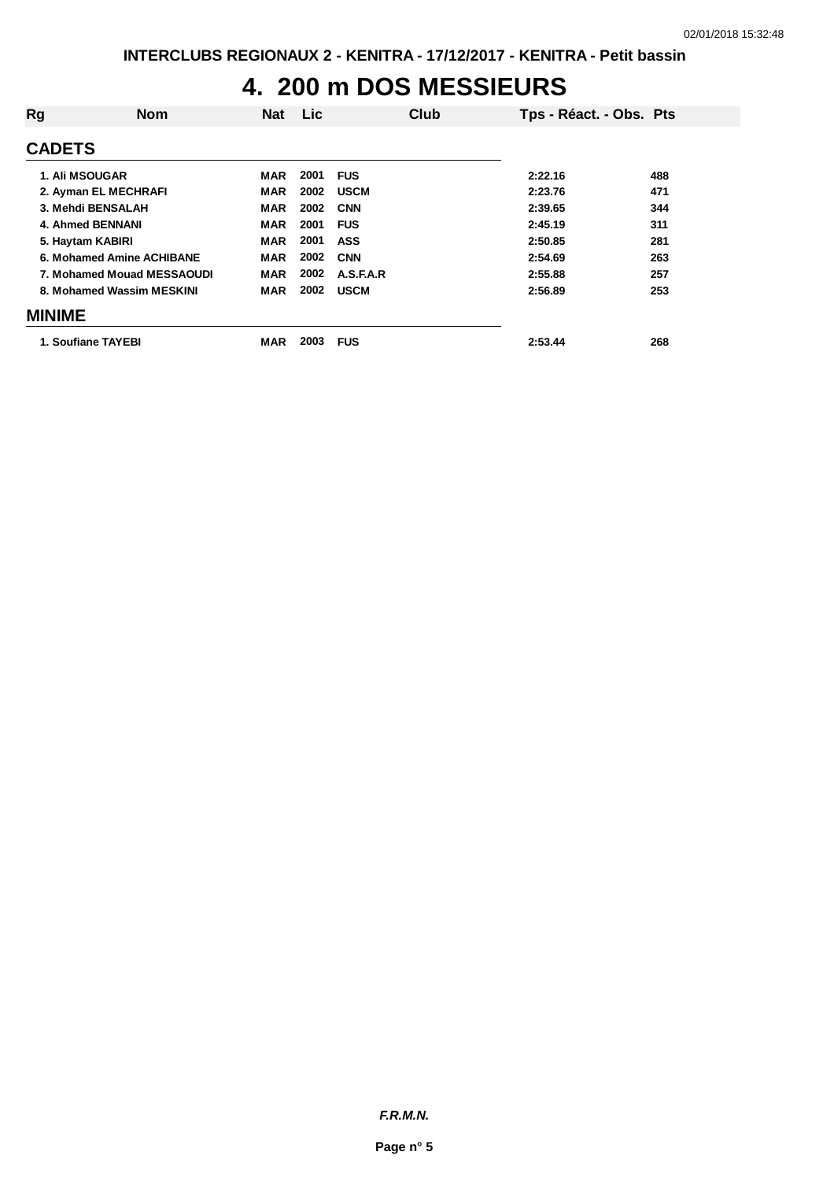INTERCLUBS REGIONAUX 2 - KENITRA - 17/12/2017 - KENITRA - Petit bassin

# 4. 200 m DOS MESSIEURS

| Rg | Nom | Nat | Lic | Club | Tps - Réact. - Obs. | Pts |
|---|---|---|---|---|---|---|
| **CADETS** | | | | | | |
| 1. | Ali MSOUGAR | MAR | 2001 | FUS | 2:22.16 | 488 |
| 2. | Ayman EL MECHRAFI | MAR | 2002 | USCM | 2:23.76 | 471 |
| 3. | Mehdi BENSALAH | MAR | 2002 | CNN | 2:39.65 | 344 |
| 4. | Ahmed BENNANI | MAR | 2001 | FUS | 2:45.19 | 311 |
| 5. | Haytam KABIRI | MAR | 2001 | ASS | 2:50.85 | 281 |
| 6. | Mohamed Amine ACHIBANE | MAR | 2002 | CNN | 2:54.69 | 263 |
| 7. | Mohamed Mouad MESSAOUDI | MAR | 2002 | A.S.F.A.R | 2:55.88 | 257 |
| 8. | Mohamed Wassim MESKINI | MAR | 2002 | USCM | 2:56.89 | 253 |
| **MINIME** | | | | | | |
| 1. | Soufiane TAYEBI | MAR | 2003 | FUS | 2:53.44 | 268 |

*F.R.M.N.*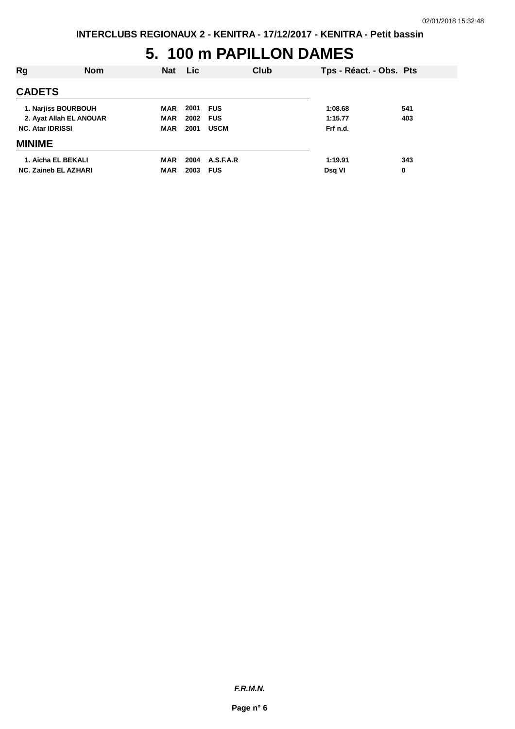# 5. 100 m PAPILLON DAMES

| Rg | Nom | Nat | Lic | Club | Tps - Réact. - Obs. | Pts |
|---|---|---|---|---|---|---|
| **CADETS** | | | | | | |
| 1. | Narjiss BOURBOUH | MAR | 2001 | FUS | 1:08.68 | 541 |
| 2. | Ayat Allah EL ANOUAR | MAR | 2002 | FUS | 1:15.77 | 403 |
| NC. | Atar IDRISSI | MAR | 2001 | USCM | Frf n.d. | |
| **MINIME** | | | | | | |
| 1. | Aicha EL BEKALI | MAR | 2004 | A.S.F.A.R | 1:19.91 | 343 |
| NC. | Zaineb EL AZHARI | MAR | 2003 | FUS | Dsq VI | 0 |

***F.R.M.N.***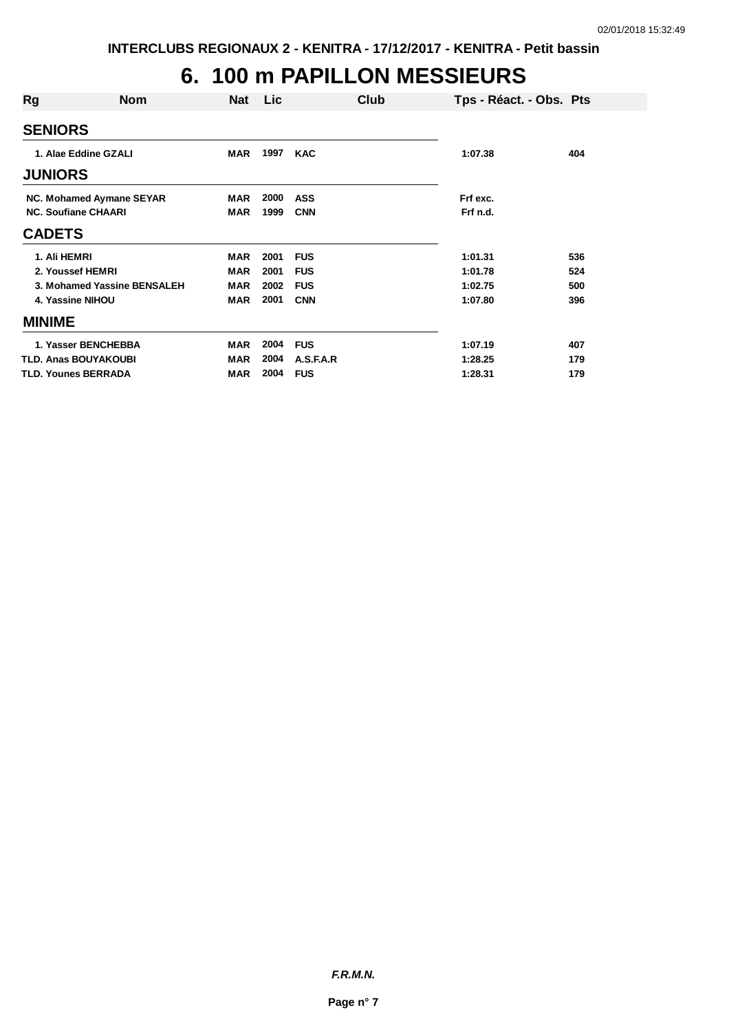INTERCLUBS REGIONAUX 2 - KENITRA - 17/12/2017 - KENITRA - Petit bassin

# 6. 100 m PAPILLON MESSIEURS

| Rg | Nom | Nat | Lic | Club | Tps - Réact. - Obs. | Pts |
|---|---|---|---|---|---|---|
| **SENIORS** | | | | | | |
| 1. | Alae Eddine GZALI | MAR | 1997 | KAC | 1:07.38 | 404 |
| **JUNIORS** | | | | | | |
| NC. | Mohamed Aymane SEYAR | MAR | 2000 | ASS | Frf exc. | |
| NC. | Soufiane CHAARI | MAR | 1999 | CNN | Frf n.d. | |
| **CADETS** | | | | | | |
| 1. | Ali HEMRI | MAR | 2001 | FUS | 1:01.31 | 536 |
| 2. | Youssef HEMRI | MAR | 2001 | FUS | 1:01.78 | 524 |
| 3. | Mohamed Yassine BENSALEH | MAR | 2002 | FUS | 1:02.75 | 500 |
| 4. | Yassine NIHOU | MAR | 2001 | CNN | 1:07.80 | 396 |
| **MINIME** | | | | | | |
| 1. | Yasser BENCHEBBA | MAR | 2004 | FUS | 1:07.19 | 407 |
| TLD. | Anas BOUYAKOUBI | MAR | 2004 | A.S.F.A.R | 1:28.25 | 179 |
| TLD. | Younes BERRADA | MAR | 2004 | FUS | 1:28.31 | 179 |

*F.R.M.N.*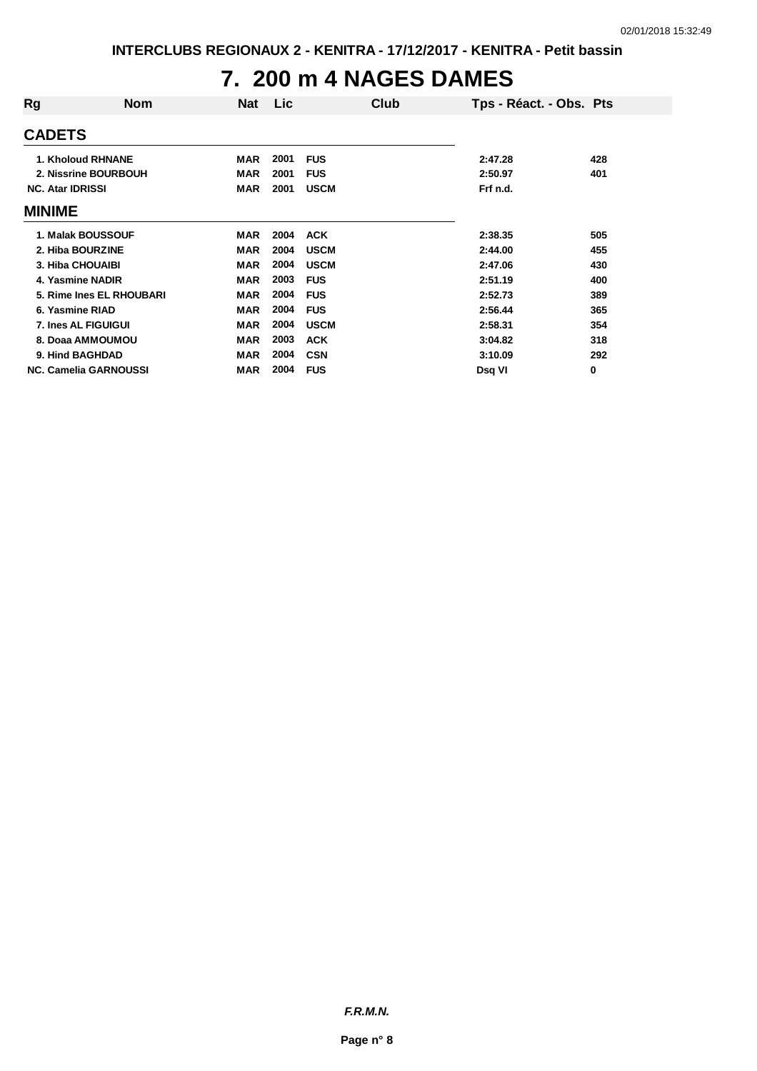# 7. 200 m 4 NAGES DAMES

| Rg | Nom | Nat | Lic | Club | Tps - Réact. - Obs. | Pts |
|---|---|---|---|---|---|---|
| **CADETS** | | | | | | |
| 1. | Kholoud RHNANE | MAR | 2001 | FUS | 2:47.28 | 428 |
| 2. | Nissrine BOURBOUH | MAR | 2001 | FUS | 2:50.97 | 401 |
| NC. | Atar IDRISSI | MAR | 2001 | USCM | Frf n.d. | |
| **MINIME** | | | | | | |
| 1. | Malak BOUSSOUF | MAR | 2004 | ACK | 2:38.35 | 505 |
| 2. | Hiba BOURZINE | MAR | 2004 | USCM | 2:44.00 | 455 |
| 3. | Hiba CHOUAIBI | MAR | 2004 | USCM | 2:47.06 | 430 |
| 4. | Yasmine NADIR | MAR | 2003 | FUS | 2:51.19 | 400 |
| 5. | Rime Ines EL RHOUBARI | MAR | 2004 | FUS | 2:52.73 | 389 |
| 6. | Yasmine RIAD | MAR | 2004 | FUS | 2:56.44 | 365 |
| 7. | Ines AL FIGUIGUI | MAR | 2004 | USCM | 2:58.31 | 354 |
| 8. | Doaa AMMOUMOU | MAR | 2003 | ACK | 3:04.82 | 318 |
| 9. | Hind BAGHDAD | MAR | 2004 | CSN | 3:10.09 | 292 |
| NC. | Camelia GARNOUSSI | MAR | 2004 | FUS | Dsq VI | 0 |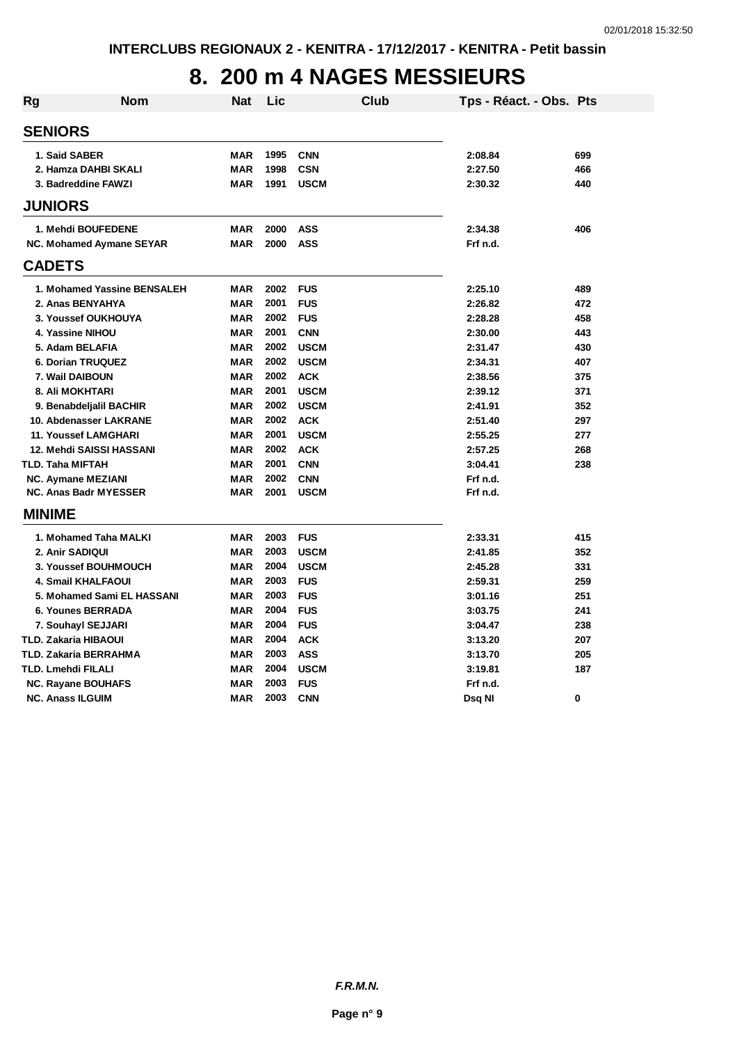# 8. 200 m 4 NAGES MESSIEURS

| Rg | Nom | Nat | Lic | Club | Tps - Réact. - Obs. | Pts |
|---|---|---|---|---|---|---|
| **SENIORS** | | | | | | |
| 1. | Said SABER | MAR | 1995 | CNN | 2:08.84 | 699 |
| 2. | Hamza DAHBI SKALI | MAR | 1998 | CSN | 2:27.50 | 466 |
| 3. | Badreddine FAWZI | MAR | 1991 | USCM | 2:30.32 | 440 |
| **JUNIORS** | | | | | | |
| 1. | Mehdi BOUFEDENE | MAR | 2000 | ASS | 2:34.38 | 406 |
| NC. | Mohamed Aymane SEYAR | MAR | 2000 | ASS | Frf n.d. | |
| **CADETS** | | | | | | |
| 1. | Mohamed Yassine BENSALEH | MAR | 2002 | FUS | 2:25.10 | 489 |
| 2. | Anas BENYAHYA | MAR | 2001 | FUS | 2:26.82 | 472 |
| 3. | Youssef OUKHOUYA | MAR | 2002 | FUS | 2:28.28 | 458 |
| 4. | Yassine NIHOU | MAR | 2001 | CNN | 2:30.00 | 443 |
| 5. | Adam BELAFIA | MAR | 2002 | USCM | 2:31.47 | 430 |
| 6. | Dorian TRUQUEZ | MAR | 2002 | USCM | 2:34.31 | 407 |
| 7. | Wail DAIBOUN | MAR | 2002 | ACK | 2:38.56 | 375 |
| 8. | Ali MOKHTARI | MAR | 2001 | USCM | 2:39.12 | 371 |
| 9. | Benabdeljalil BACHIR | MAR | 2002 | USCM | 2:41.91 | 352 |
| 10. | Abdenasser LAKRANE | MAR | 2002 | ACK | 2:51.40 | 297 |
| 11. | Youssef LAMGHARI | MAR | 2001 | USCM | 2:55.25 | 277 |
| 12. | Mehdi SAISSI HASSANI | MAR | 2002 | ACK | 2:57.25 | 268 |
| TLD. | Taha MIFTAH | MAR | 2001 | CNN | 3:04.41 | 238 |
| NC. | Aymane MEZIANI | MAR | 2002 | CNN | Frf n.d. | |
| NC. | Anas Badr MYESSER | MAR | 2001 | USCM | Frf n.d. | |
| **MINIME** | | | | | | |
| 1. | Mohamed Taha MALKI | MAR | 2003 | FUS | 2:33.31 | 415 |
| 2. | Anir SADIQUI | MAR | 2003 | USCM | 2:41.85 | 352 |
| 3. | Youssef BOUHMOUCH | MAR | 2004 | USCM | 2:45.28 | 331 |
| 4. | Smail KHALFAOUI | MAR | 2003 | FUS | 2:59.31 | 259 |
| 5. | Mohamed Sami EL HASSANI | MAR | 2003 | FUS | 3:01.16 | 251 |
| 6. | Younes BERRADA | MAR | 2004 | FUS | 3:03.75 | 241 |
| 7. | Souhayl SEJJARI | MAR | 2004 | FUS | 3:04.47 | 238 |
| TLD. | Zakaria HIBAOUI | MAR | 2004 | ACK | 3:13.20 | 207 |
| TLD. | Zakaria BERRAHMA | MAR | 2003 | ASS | 3:13.70 | 205 |
| TLD. | Lmehdi FILALI | MAR | 2004 | USCM | 3:19.81 | 187 |
| NC. | Rayane BOUHAFS | MAR | 2003 | FUS | Frf n.d. | |
| NC. | Anass ILGUIM | MAR | 2003 | CNN | Dsq NI | 0 |

*F.R.M.N.*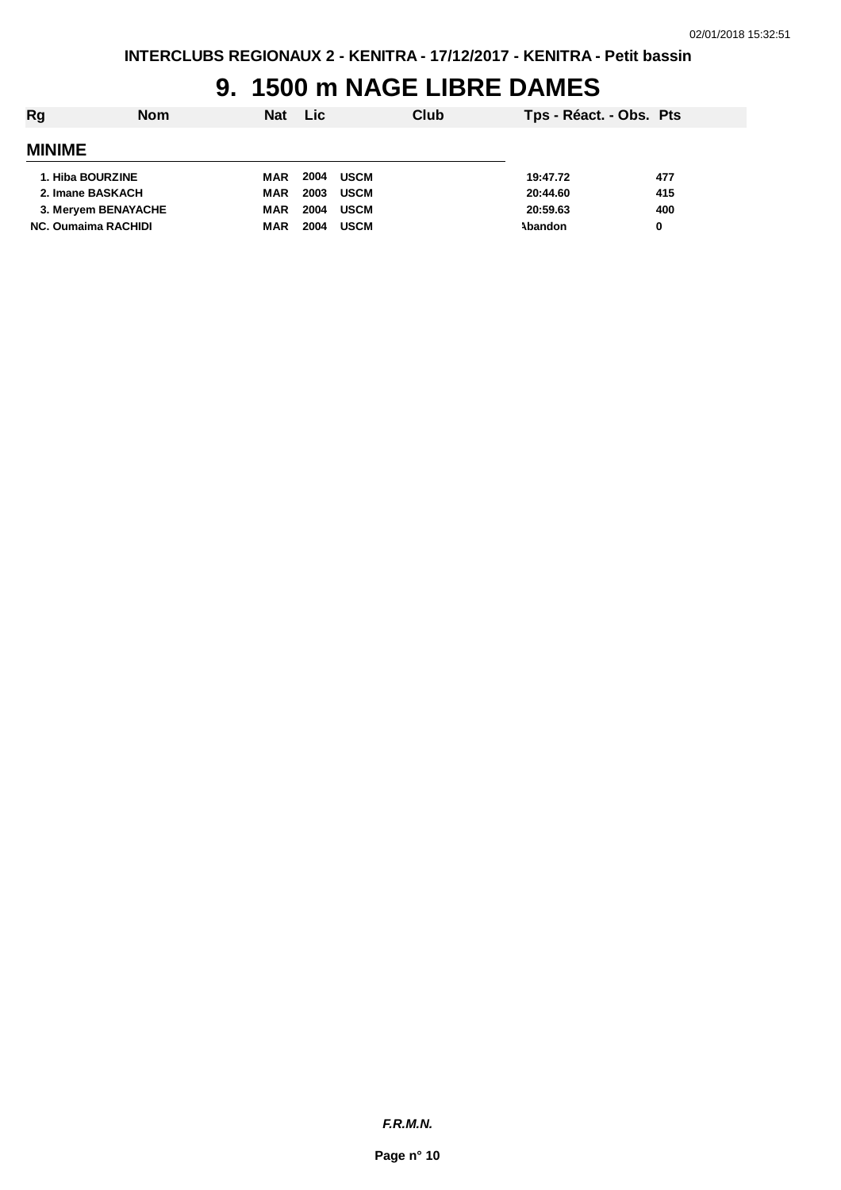# 9. 1500 m NAGE LIBRE DAMES

| Rg | Nom | Nat | Lic | Club | Tps - Réact. - Obs. | Pts |
|---|---|---|---|---|---|---|

## MINIME

| Rg | Nom | Nat | Lic | Club | Tps - Réact. - Obs. | Pts |
|---|---|---|---|---|---|---|
| 1. | Hiba BOURZINE | MAR | 2004 | USCM | 19:47.72 | 477 |
| 2. | Imane BASKACH | MAR | 2003 | USCM | 20:44.60 | 415 |
| 3. | Meryem BENAYACHE | MAR | 2004 | USCM | 20:59.63 | 400 |
| NC. | Oumaima RACHIDI | MAR | 2004 | USCM | Abandon | 0 |

***F.R.M.N.***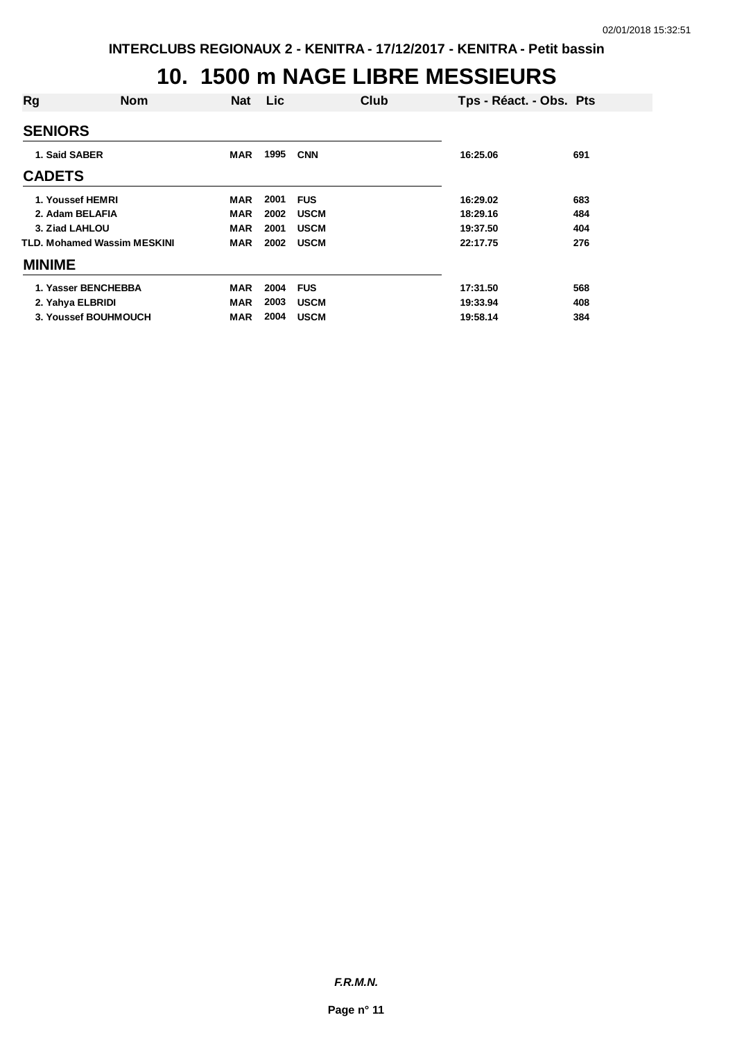# 10. 1500 m NAGE LIBRE MESSIEURS

| Rg | Nom | Nat | Lic | Club | Tps - Réact. - Obs. | Pts |
|---|---|---|---|---|---|---|
| **SENIORS** | | | | | | |
| 1. | Said SABER | MAR | 1995 | CNN | 16:25.06 | 691 |
| **CADETS** | | | | | | |
| 1. | Youssef HEMRI | MAR | 2001 | FUS | 16:29.02 | 683 |
| 2. | Adam BELAFIA | MAR | 2002 | USCM | 18:29.16 | 484 |
| 3. | Ziad LAHLOU | MAR | 2001 | USCM | 19:37.50 | 404 |
| TLD. | Mohamed Wassim MESKINI | MAR | 2002 | USCM | 22:17.75 | 276 |
| **MINIME** | | | | | | |
| 1. | Yasser BENCHEBBA | MAR | 2004 | FUS | 17:31.50 | 568 |
| 2. | Yahya ELBRIDI | MAR | 2003 | USCM | 19:33.94 | 408 |
| 3. | Youssef BOUHMOUCH | MAR | 2004 | USCM | 19:58.14 | 384 |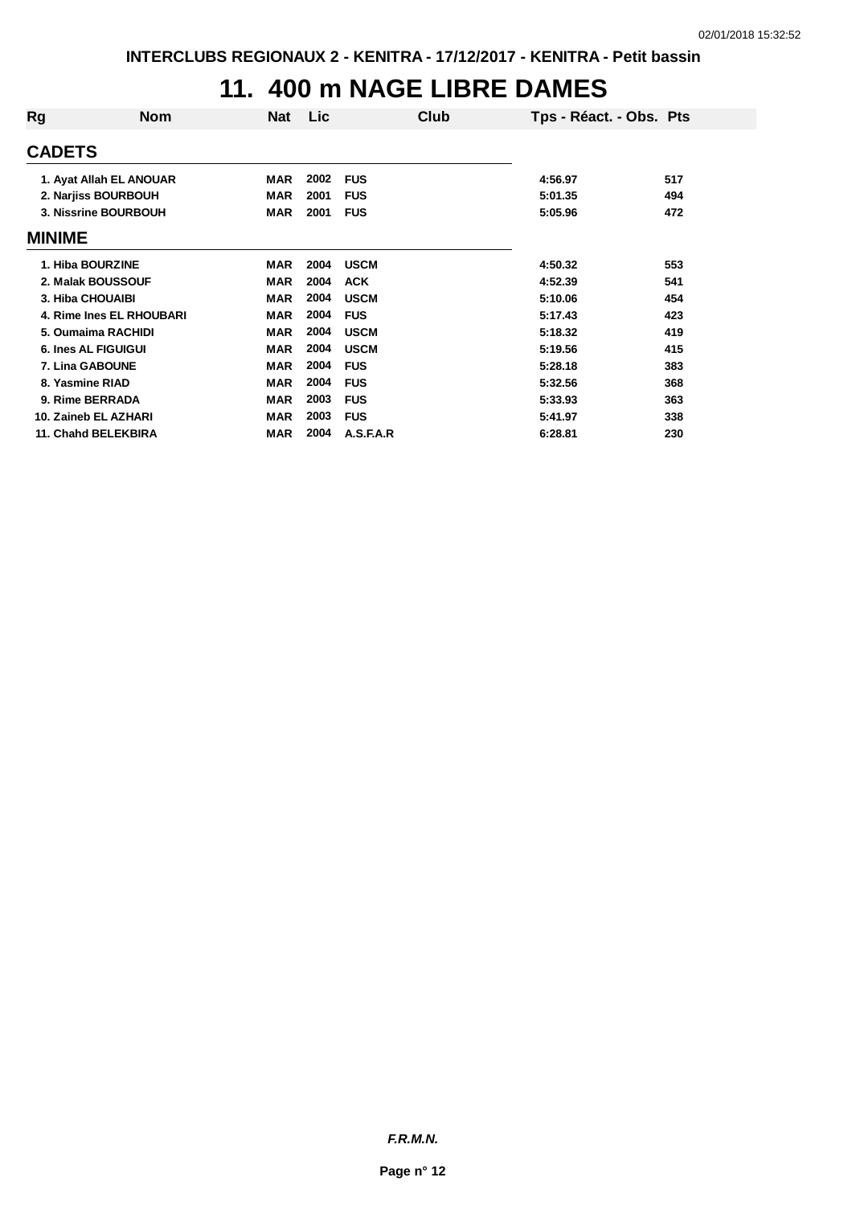# 11. 400 m NAGE LIBRE DAMES

| Rg | Nom | Nat | Lic | Club | Tps - Réact. - Obs. | Pts |
|---|---|---|---|---|---|---|
| **CADETS** | | | | | | |
| 1. | Ayat Allah EL ANOUAR | MAR | 2002 | FUS | 4:56.97 | 517 |
| 2. | Narjiss BOURBOUH | MAR | 2001 | FUS | 5:01.35 | 494 |
| 3. | Nissrine BOURBOUH | MAR | 2001 | FUS | 5:05.96 | 472 |
| **MINIME** | | | | | | |
| 1. | Hiba BOURZINE | MAR | 2004 | USCM | 4:50.32 | 553 |
| 2. | Malak BOUSSOUF | MAR | 2004 | ACK | 4:52.39 | 541 |
| 3. | Hiba CHOUAIBI | MAR | 2004 | USCM | 5:10.06 | 454 |
| 4. | Rime Ines EL RHOUBARI | MAR | 2004 | FUS | 5:17.43 | 423 |
| 5. | Oumaima RACHIDI | MAR | 2004 | USCM | 5:18.32 | 419 |
| 6. | Ines AL FIGUIGUI | MAR | 2004 | USCM | 5:19.56 | 415 |
| 7. | Lina GABOUNE | MAR | 2004 | FUS | 5:28.18 | 383 |
| 8. | Yasmine RIAD | MAR | 2004 | FUS | 5:32.56 | 368 |
| 9. | Rime BERRADA | MAR | 2003 | FUS | 5:33.93 | 363 |
| 10. | Zaineb EL AZHARI | MAR | 2003 | FUS | 5:41.97 | 338 |
| 11. | Chahd BELEKBIRA | MAR | 2004 | A.S.F.A.R | 6:28.81 | 230 |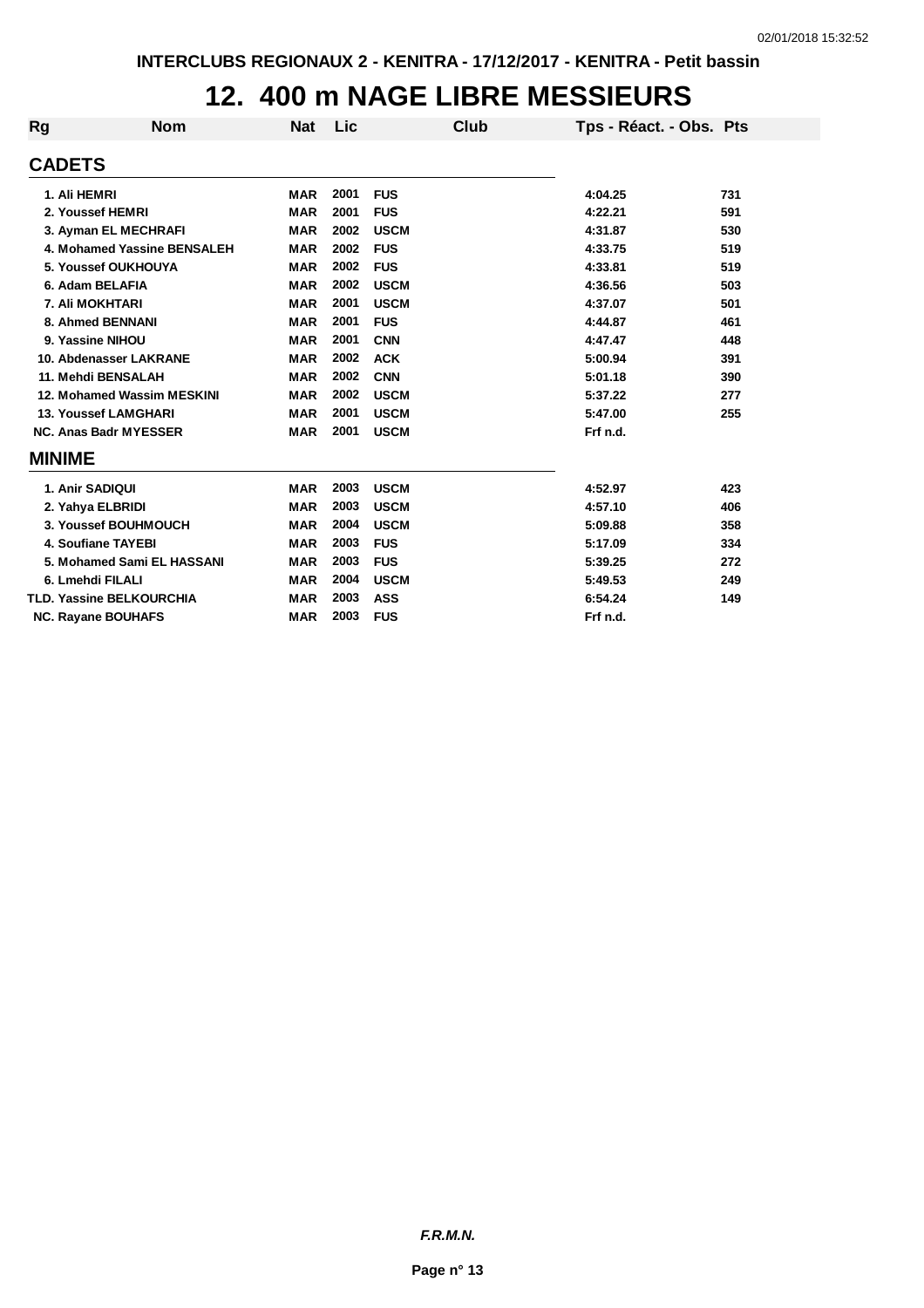INTERCLUBS REGIONAUX 2 - KENITRA - 17/12/2017 - KENITRA - Petit bassin

# 12. 400 m NAGE LIBRE MESSIEURS

| Rg | Nom | Nat | Lic | Club | Tps - Réact. - Obs. | Pts |
|---|---|---|---|---|---|---|
| **CADETS** | | | | | | |
| 1. | Ali HEMRI | MAR | 2001 | FUS | 4:04.25 | 731 |
| 2. | Youssef HEMRI | MAR | 2001 | FUS | 4:22.21 | 591 |
| 3. | Ayman EL MECHRAFI | MAR | 2002 | USCM | 4:31.87 | 530 |
| 4. | Mohamed Yassine BENSALEH | MAR | 2002 | FUS | 4:33.75 | 519 |
| 5. | Youssef OUKHOUYA | MAR | 2002 | FUS | 4:33.81 | 519 |
| 6. | Adam BELAFIA | MAR | 2002 | USCM | 4:36.56 | 503 |
| 7. | Ali MOKHTARI | MAR | 2001 | USCM | 4:37.07 | 501 |
| 8. | Ahmed BENNANI | MAR | 2001 | FUS | 4:44.87 | 461 |
| 9. | Yassine NIHOU | MAR | 2001 | CNN | 4:47.47 | 448 |
| 10. | Abdenasser LAKRANE | MAR | 2002 | ACK | 5:00.94 | 391 |
| 11. | Mehdi BENSALAH | MAR | 2002 | CNN | 5:01.18 | 390 |
| 12. | Mohamed Wassim MESKINI | MAR | 2002 | USCM | 5:37.22 | 277 |
| 13. | Youssef LAMGHARI | MAR | 2001 | USCM | 5:47.00 | 255 |
| NC. | Anas Badr MYESSER | MAR | 2001 | USCM | Frf n.d. | |
| **MINIME** | | | | | | |
| 1. | Anir SADIQUI | MAR | 2003 | USCM | 4:52.97 | 423 |
| 2. | Yahya ELBRIDI | MAR | 2003 | USCM | 4:57.10 | 406 |
| 3. | Youssef BOUHMOUCH | MAR | 2004 | USCM | 5:09.88 | 358 |
| 4. | Soufiane TAYEBI | MAR | 2003 | FUS | 5:17.09 | 334 |
| 5. | Mohamed Sami EL HASSANI | MAR | 2003 | FUS | 5:39.25 | 272 |
| 6. | Lmehdi FILALI | MAR | 2004 | USCM | 5:49.53 | 249 |
| TLD. | Yassine BELKOURCHIA | MAR | 2003 | ASS | 6:54.24 | 149 |
| NC. | Rayane BOUHAFS | MAR | 2003 | FUS | Frf n.d. | |

*F.R.M.N.*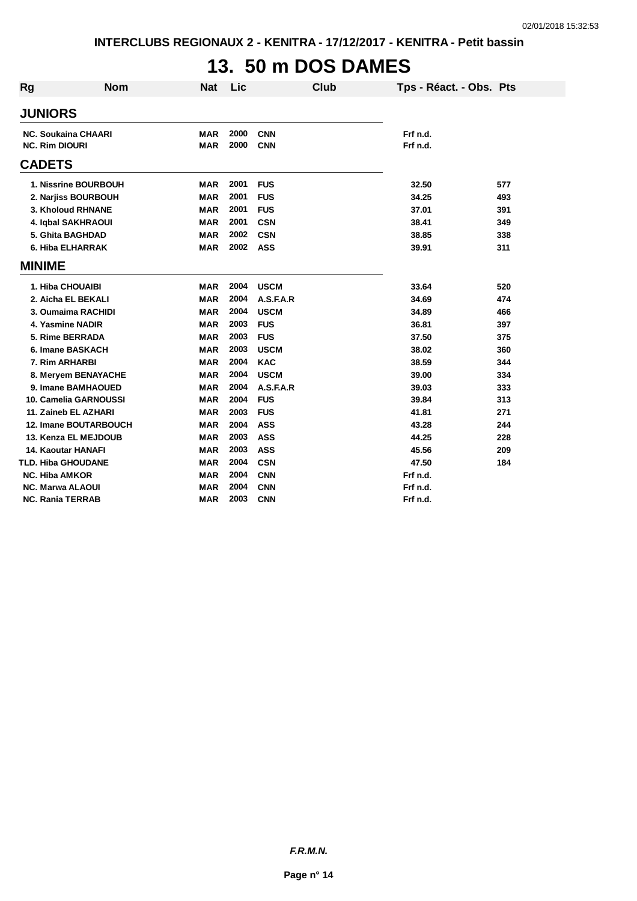# 13. 50 m DOS DAMES

| Rg | Nom | Nat | Lic | Club | Tps - Réact. - Obs. | Pts |
|---|---|---|---|---|---|---|
| **JUNIORS** | | | | | | |
| NC. | Soukaina CHAARI | MAR | 2000 | CNN | Frf n.d. | |
| NC. | Rim DIOURI | MAR | 2000 | CNN | Frf n.d. | |
| **CADETS** | | | | | | |
| 1. | Nissrine BOURBOUH | MAR | 2001 | FUS | 32.50 | 577 |
| 2. | Narjiss BOURBOUH | MAR | 2001 | FUS | 34.25 | 493 |
| 3. | Kholoud RHNANE | MAR | 2001 | FUS | 37.01 | 391 |
| 4. | Iqbal SAKHRAOUI | MAR | 2001 | CSN | 38.41 | 349 |
| 5. | Ghita BAGHDAD | MAR | 2002 | CSN | 38.85 | 338 |
| 6. | Hiba ELHARRAK | MAR | 2002 | ASS | 39.91 | 311 |
| **MINIME** | | | | | | |
| 1. | Hiba CHOUAIBI | MAR | 2004 | USCM | 33.64 | 520 |
| 2. | Aicha EL BEKALI | MAR | 2004 | A.S.F.A.R | 34.69 | 474 |
| 3. | Oumaima RACHIDI | MAR | 2004 | USCM | 34.89 | 466 |
| 4. | Yasmine NADIR | MAR | 2003 | FUS | 36.81 | 397 |
| 5. | Rime BERRADA | MAR | 2003 | FUS | 37.50 | 375 |
| 6. | Imane BASKACH | MAR | 2003 | USCM | 38.02 | 360 |
| 7. | Rim ARHARBI | MAR | 2004 | KAC | 38.59 | 344 |
| 8. | Meryem BENAYACHE | MAR | 2004 | USCM | 39.00 | 334 |
| 9. | Imane BAMHAOUED | MAR | 2004 | A.S.F.A.R | 39.03 | 333 |
| 10. | Camelia GARNOUSSI | MAR | 2004 | FUS | 39.84 | 313 |
| 11. | Zaineb EL AZHARI | MAR | 2003 | FUS | 41.81 | 271 |
| 12. | Imane BOUTARBOUCH | MAR | 2004 | ASS | 43.28 | 244 |
| 13. | Kenza EL MEJDOUB | MAR | 2003 | ASS | 44.25 | 228 |
| 14. | Kaoutar HANAFI | MAR | 2003 | ASS | 45.56 | 209 |
| TLD. | Hiba GHOUDANE | MAR | 2004 | CSN | 47.50 | 184 |
| NC. | Hiba AMKOR | MAR | 2004 | CNN | Frf n.d. | |
| NC. | Marwa ALAOUI | MAR | 2004 | CNN | Frf n.d. | |
| NC. | Rania TERRAB | MAR | 2003 | CNN | Frf n.d. | |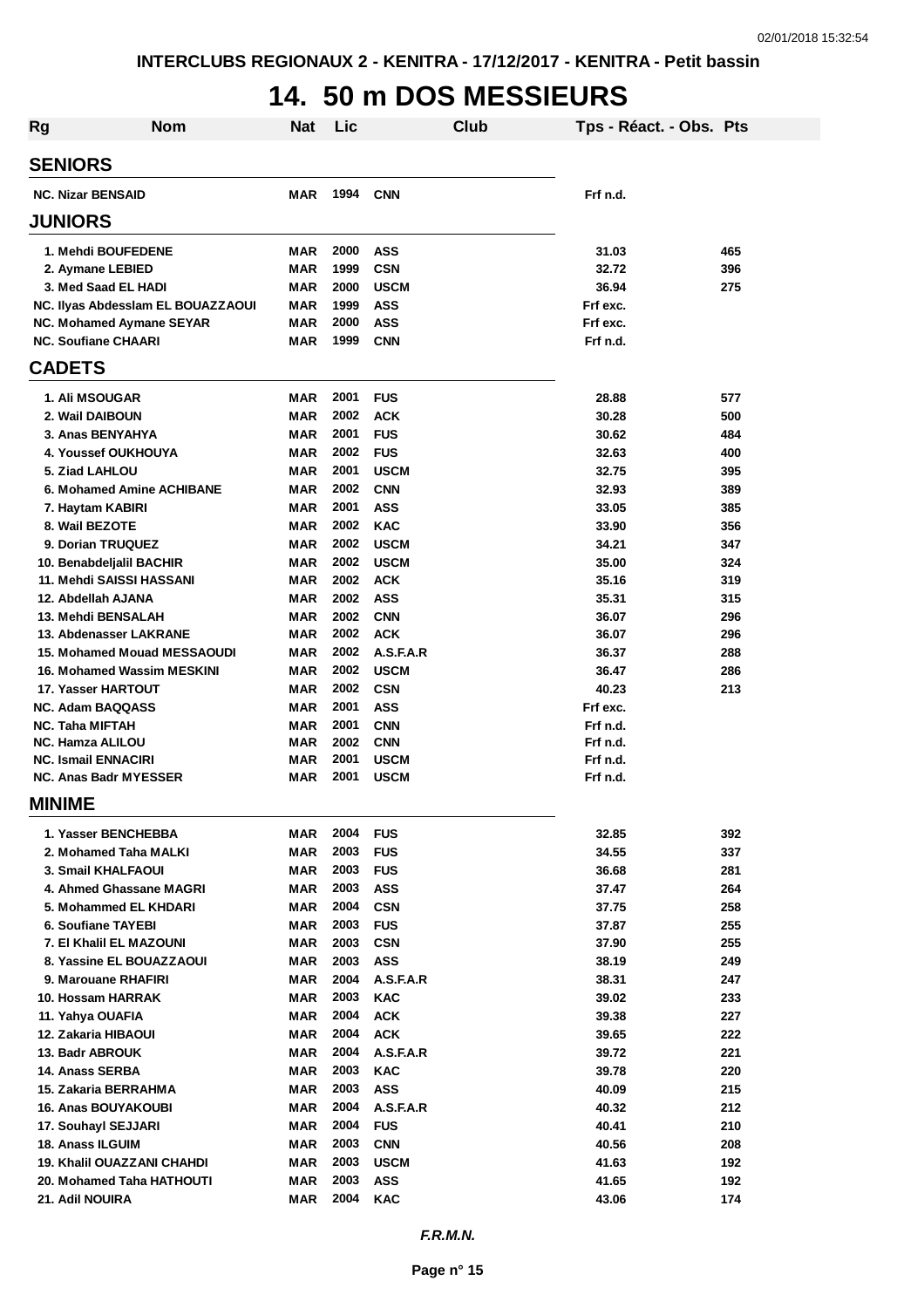INTERCLUBS REGIONAUX 2 - KENITRA - 17/12/2017 - KENITRA - Petit bassin

# 14. 50 m DOS MESSIEURS

| Rg | Nom | Nat | Lic | Club | Tps - Réact. - Obs. | Pts |
|---|---|---|---|---|---|---|
| **SENIORS** | | | | | | |
| NC. Nizar BENSAID | | MAR | 1994 | CNN | Frf n.d. | |
| **JUNIORS** | | | | | | |
| 1. | Mehdi BOUFEDENE | MAR | 2000 | ASS | 31.03 | 465 |
| 2. | Aymane LEBIED | MAR | 1999 | CSN | 32.72 | 396 |
| 3. | Med Saad EL HADI | MAR | 2000 | USCM | 36.94 | 275 |
| NC. | Ilyas Abdesslam EL BOUAZZAOUI | MAR | 1999 | ASS | Frf exc. | |
| NC. | Mohamed Aymane SEYAR | MAR | 2000 | ASS | Frf exc. | |
| NC. | Soufiane CHAARI | MAR | 1999 | CNN | Frf n.d. | |
| **CADETS** | | | | | | |
| 1. | Ali MSOUGAR | MAR | 2001 | FUS | 28.88 | 577 |
| 2. | Wail DAIBOUN | MAR | 2002 | ACK | 30.28 | 500 |
| 3. | Anas BENYAHYA | MAR | 2001 | FUS | 30.62 | 484 |
| 4. | Youssef OUKHOUYA | MAR | 2002 | FUS | 32.63 | 400 |
| 5. | Ziad LAHLOU | MAR | 2001 | USCM | 32.75 | 395 |
| 6. | Mohamed Amine ACHIBANE | MAR | 2002 | CNN | 32.93 | 389 |
| 7. | Haytam KABIRI | MAR | 2001 | ASS | 33.05 | 385 |
| 8. | Wail BEZOTE | MAR | 2002 | KAC | 33.90 | 356 |
| 9. | Dorian TRUQUEZ | MAR | 2002 | USCM | 34.21 | 347 |
| 10. | Benabdeljalil BACHIR | MAR | 2002 | USCM | 35.00 | 324 |
| 11. | Mehdi SAISSI HASSANI | MAR | 2002 | ACK | 35.16 | 319 |
| 12. | Abdellah AJANA | MAR | 2002 | ASS | 35.31 | 315 |
| 13. | Mehdi BENSALAH | MAR | 2002 | CNN | 36.07 | 296 |
| 13. | Abdenasser LAKRANE | MAR | 2002 | ACK | 36.07 | 296 |
| 15. | Mohamed Mouad MESSAOUDI | MAR | 2002 | A.S.F.A.R | 36.37 | 288 |
| 16. | Mohamed Wassim MESKINI | MAR | 2002 | USCM | 36.47 | 286 |
| 17. | Yasser HARTOUT | MAR | 2002 | CSN | 40.23 | 213 |
| NC. | Adam BAQQASS | MAR | 2001 | ASS | Frf exc. | |
| NC. | Taha MIFTAH | MAR | 2001 | CNN | Frf n.d. | |
| NC. | Hamza ALILOU | MAR | 2002 | CNN | Frf n.d. | |
| NC. | Ismail ENNACIRI | MAR | 2001 | USCM | Frf n.d. | |
| NC. | Anas Badr MYESSER | MAR | 2001 | USCM | Frf n.d. | |
| **MINIME** | | | | | | |
| 1. | Yasser BENCHEBBA | MAR | 2004 | FUS | 32.85 | 392 |
| 2. | Mohamed Taha MALKI | MAR | 2003 | FUS | 34.55 | 337 |
| 3. | Smail KHALFAOUI | MAR | 2003 | FUS | 36.68 | 281 |
| 4. | Ahmed Ghassane MAGRI | MAR | 2003 | ASS | 37.47 | 264 |
| 5. | Mohammed EL KHDARI | MAR | 2004 | CSN | 37.75 | 258 |
| 6. | Soufiane TAYEBI | MAR | 2003 | FUS | 37.87 | 255 |
| 7. | El Khalil EL MAZOUNI | MAR | 2003 | CSN | 37.90 | 255 |
| 8. | Yassine EL BOUAZZAOUI | MAR | 2003 | ASS | 38.19 | 249 |
| 9. | Marouane RHAFIRI | MAR | 2004 | A.S.F.A.R | 38.31 | 247 |
| 10. | Hossam HARRAK | MAR | 2003 | KAC | 39.02 | 233 |
| 11. | Yahya OUAFIA | MAR | 2004 | ACK | 39.38 | 227 |
| 12. | Zakaria HIBAOUI | MAR | 2004 | ACK | 39.65 | 222 |
| 13. | Badr ABROUK | MAR | 2004 | A.S.F.A.R | 39.72 | 221 |
| 14. | Anass SERBA | MAR | 2003 | KAC | 39.78 | 220 |
| 15. | Zakaria BERRAHMA | MAR | 2003 | ASS | 40.09 | 215 |
| 16. | Anas BOUYAKOUBI | MAR | 2004 | A.S.F.A.R | 40.32 | 212 |
| 17. | Souhayl SEJJARI | MAR | 2004 | FUS | 40.41 | 210 |
| 18. | Anass ILGUIM | MAR | 2003 | CNN | 40.56 | 208 |
| 19. | Khalil OUAZZANI CHAHDI | MAR | 2003 | USCM | 41.63 | 192 |
| 20. | Mohamed Taha HATHOUTI | MAR | 2003 | ASS | 41.65 | 192 |
| 21. | Adil NOUIRA | MAR | 2004 | KAC | 43.06 | 174 |

*F.R.M.N.*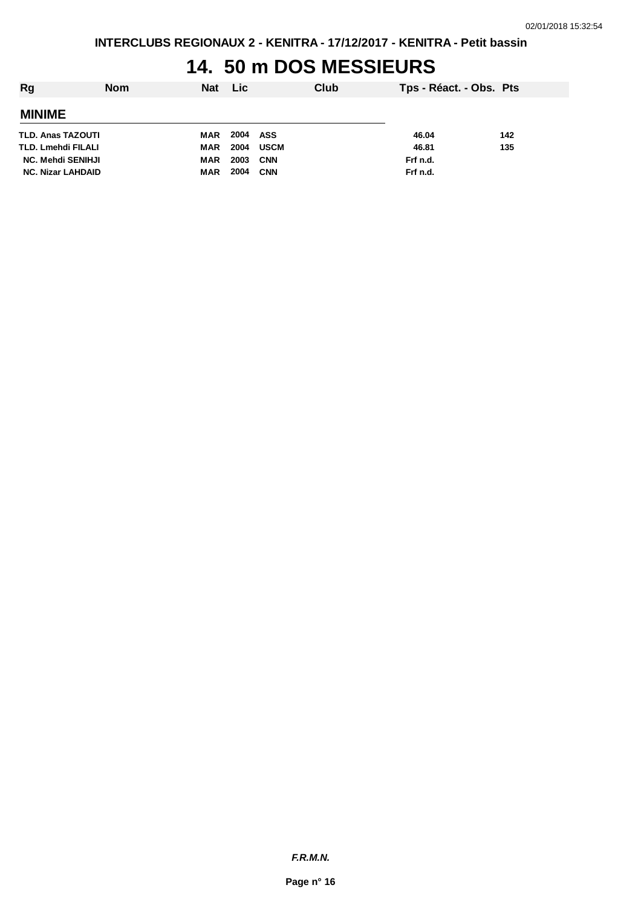INTERCLUBS REGIONAUX 2 - KENITRA - 17/12/2017 - KENITRA - Petit bassin

# 14. 50 m DOS MESSIEURS

| Rg | Nom | Nat | Lic | Club | Tps - Réact. - Obs. | Pts |
|---|---|---|---|---|---|---|
| **MINIME** | | | | | | |
| TLD. | Anas TAZOUTI | MAR | 2004 | ASS | 46.04 | 142 |
| TLD. | Lmehdi FILALI | MAR | 2004 | USCM | 46.81 | 135 |
| NC. | Mehdi SENIHJI | MAR | 2003 | CNN | Frf n.d. | |
| NC. | Nizar LAHDAID | MAR | 2004 | CNN | Frf n.d. | |

*F.R.M.N.*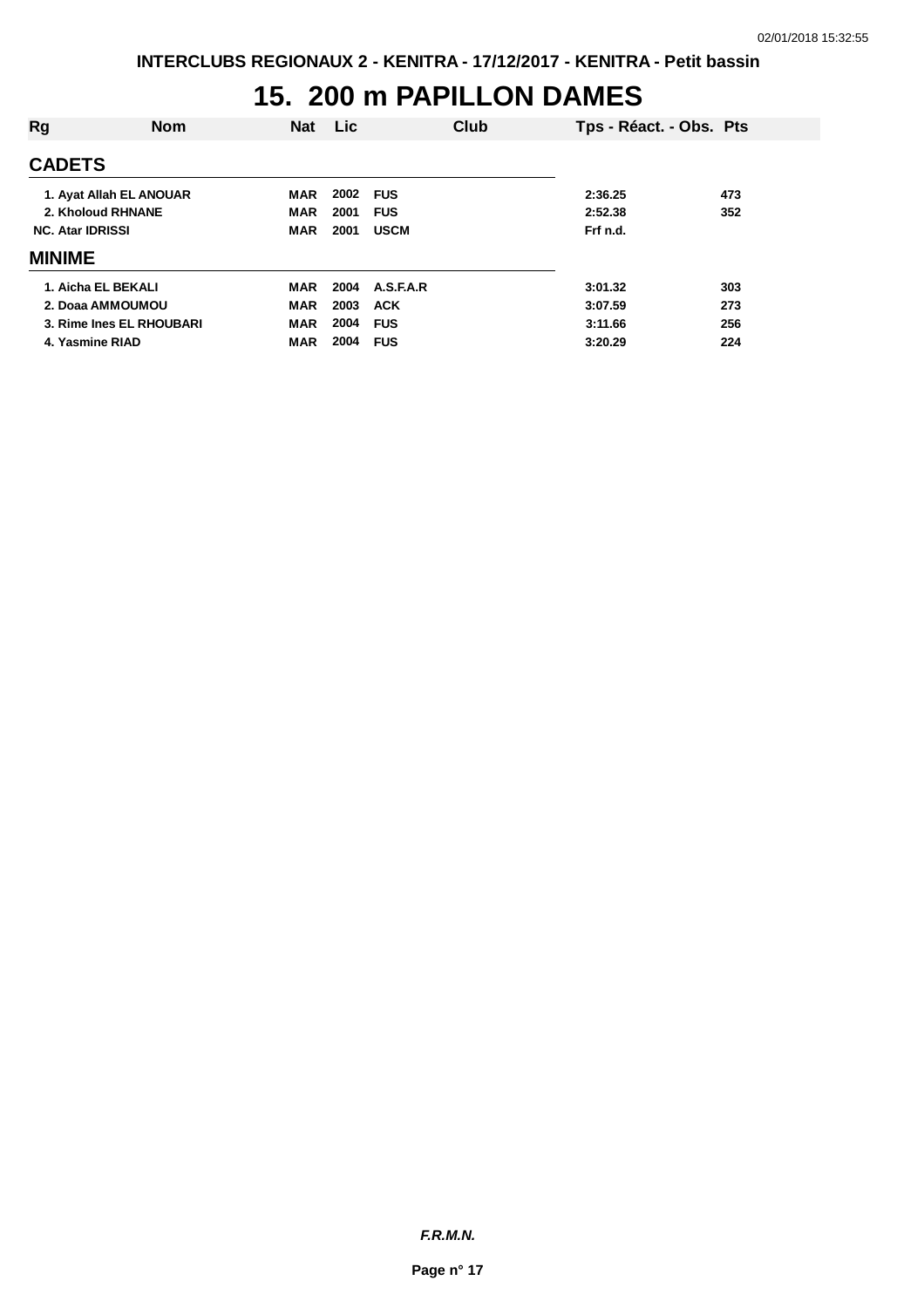# 15. 200 m PAPILLON DAMES

| Rg | Nom | Nat | Lic | Club | Tps - Réact. - Obs. | Pts |
|---|---|---|---|---|---|---|
| **CADETS** | | | | | | |
| 1. | Ayat Allah EL ANOUAR | MAR | 2002 | FUS | 2:36.25 | 473 |
| 2. | Kholoud RHNANE | MAR | 2001 | FUS | 2:52.38 | 352 |
| NC. | Atar IDRISSI | MAR | 2001 | USCM | Frf n.d. | |
| **MINIME** | | | | | | |
| 1. | Aicha EL BEKALI | MAR | 2004 | A.S.F.A.R | 3:01.32 | 303 |
| 2. | Doaa AMMOUMOU | MAR | 2003 | ACK | 3:07.59 | 273 |
| 3. | Rime Ines EL RHOUBARI | MAR | 2004 | FUS | 3:11.66 | 256 |
| 4. | Yasmine RIAD | MAR | 2004 | FUS | 3:20.29 | 224 |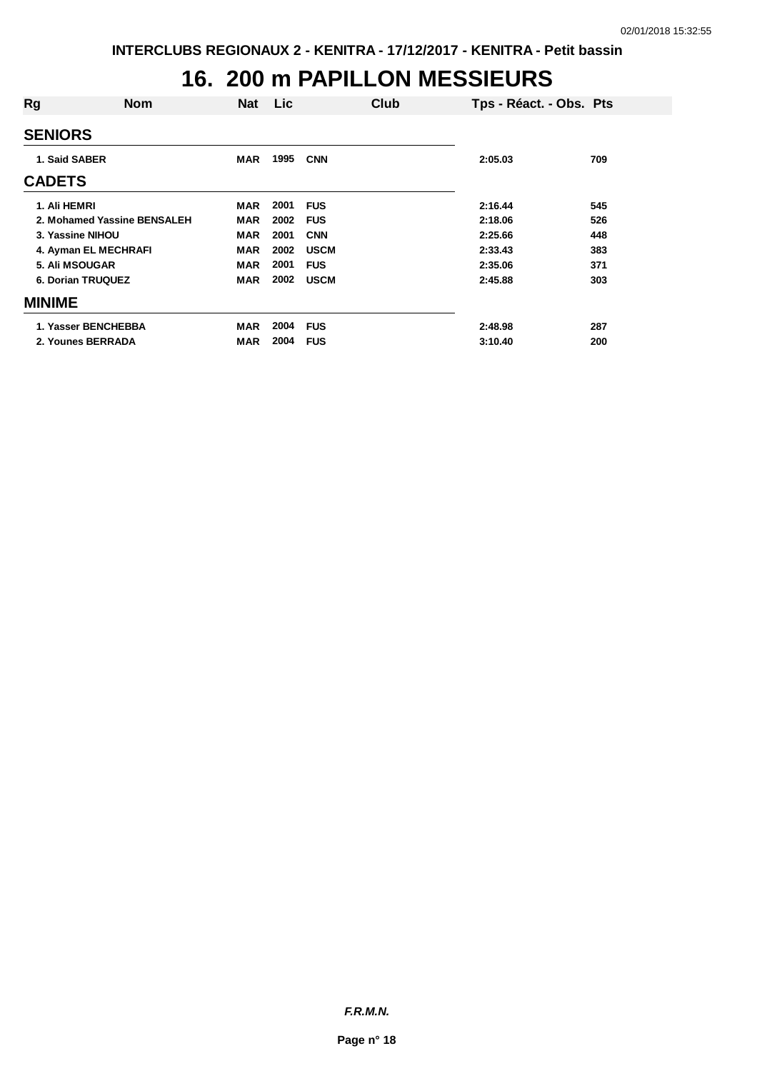# 16. 200 m PAPILLON MESSIEURS

| Rg | Nom | Nat | Lic | Club | Tps - Réact. - Obs. | Pts |
|---|---|---|---|---|---|---|
| **SENIORS** | | | | | | |
| 1. Said SABER | | MAR | 1995 | CNN | 2:05.03 | 709 |
| **CADETS** | | | | | | |
| 1. Ali HEMRI | | MAR | 2001 | FUS | 2:16.44 | 545 |
| 2. Mohamed Yassine BENSALEH | | MAR | 2002 | FUS | 2:18.06 | 526 |
| 3. Yassine NIHOU | | MAR | 2001 | CNN | 2:25.66 | 448 |
| 4. Ayman EL MECHRAFI | | MAR | 2002 | USCM | 2:33.43 | 383 |
| 5. Ali MSOUGAR | | MAR | 2001 | FUS | 2:35.06 | 371 |
| 6. Dorian TRUQUEZ | | MAR | 2002 | USCM | 2:45.88 | 303 |
| **MINIME** | | | | | | |
| 1. Yasser BENCHEBBA | | MAR | 2004 | FUS | 2:48.98 | 287 |
| 2. Younes BERRADA | | MAR | 2004 | FUS | 3:10.40 | 200 |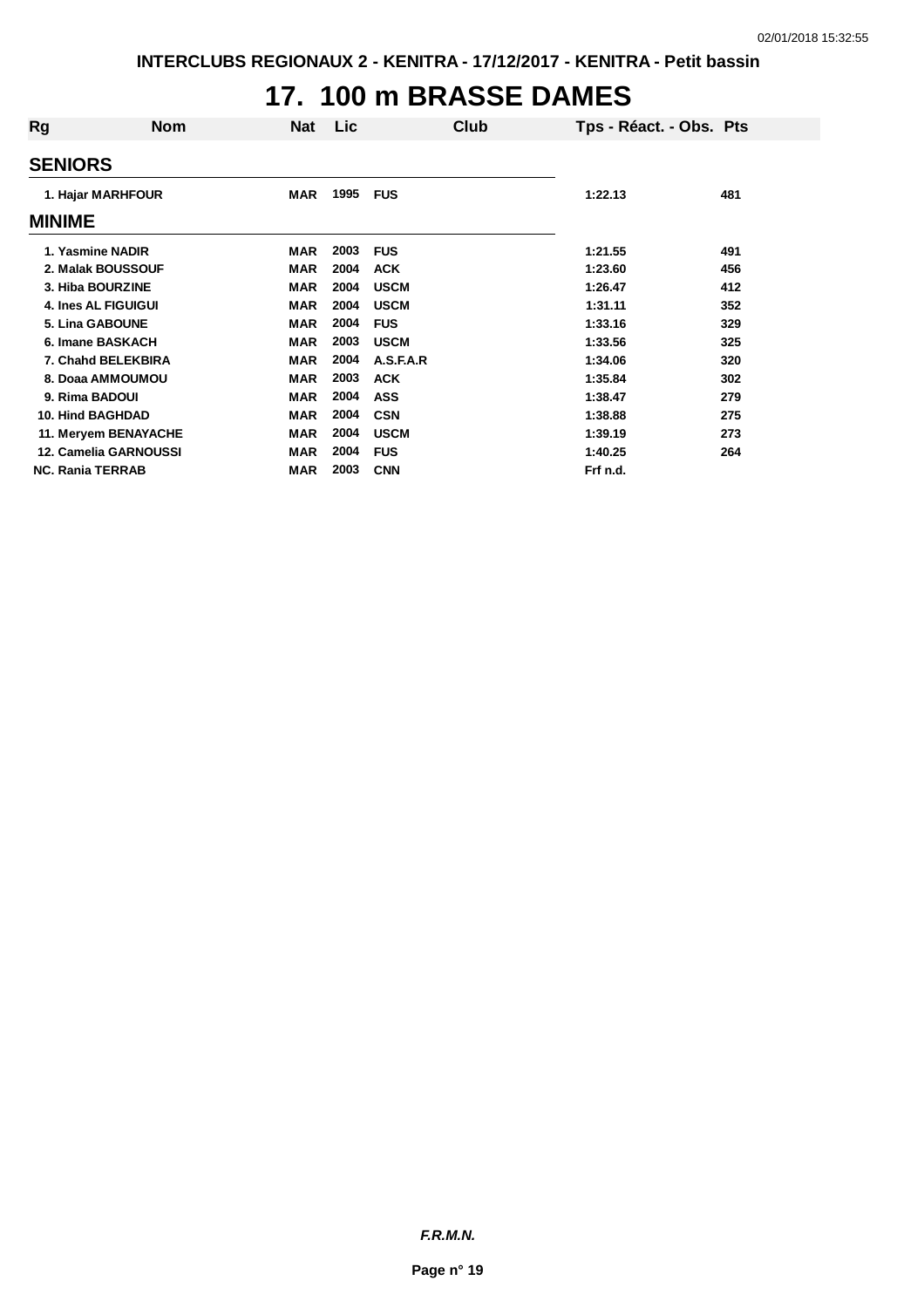INTERCLUBS REGIONAUX 2 - KENITRA - 17/12/2017 - KENITRA - Petit bassin

# 17. 100 m BRASSE DAMES

| Rg | Nom | Nat | Lic | Club | Tps - Réact. - Obs. | Pts |
|---|---|---|---|---|---|---|
| **SENIORS** | | | | | | |
| 1. | Hajar MARHFOUR | MAR | 1995 | FUS | 1:22.13 | 481 |
| **MINIME** | | | | | | |
| 1. | Yasmine NADIR | MAR | 2003 | FUS | 1:21.55 | 491 |
| 2. | Malak BOUSSOUF | MAR | 2004 | ACK | 1:23.60 | 456 |
| 3. | Hiba BOURZINE | MAR | 2004 | USCM | 1:26.47 | 412 |
| 4. | Ines AL FIGUIGUI | MAR | 2004 | USCM | 1:31.11 | 352 |
| 5. | Lina GABOUNE | MAR | 2004 | FUS | 1:33.16 | 329 |
| 6. | Imane BASKACH | MAR | 2003 | USCM | 1:33.56 | 325 |
| 7. | Chahd BELEKBIRA | MAR | 2004 | A.S.F.A.R | 1:34.06 | 320 |
| 8. | Doaa AMMOUMOU | MAR | 2003 | ACK | 1:35.84 | 302 |
| 9. | Rima BADOUI | MAR | 2004 | ASS | 1:38.47 | 279 |
| 10. | Hind BAGHDAD | MAR | 2004 | CSN | 1:38.88 | 275 |
| 11. | Meryem BENAYACHE | MAR | 2004 | USCM | 1:39.19 | 273 |
| 12. | Camelia GARNOUSSI | MAR | 2004 | FUS | 1:40.25 | 264 |
| NC. | Rania TERRAB | MAR | 2003 | CNN | Frf n.d. | |

*F.R.M.N.*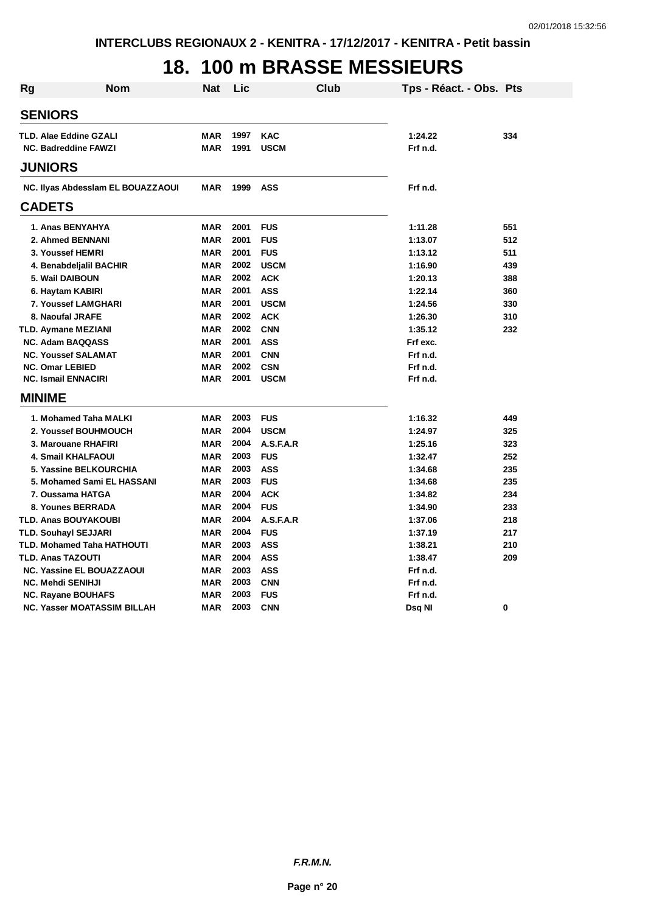INTERCLUBS REGIONAUX 2 - KENITRA - 17/12/2017 - KENITRA - Petit bassin

# 18. 100 m BRASSE MESSIEURS

| Rg | Nom | Nat | Lic | Club | Tps - Réact. - Obs. | Pts |
|---|---|---|---|---|---|---|
| **SENIORS** | | | | | | |
| TLD. | Alae Eddine GZALI | MAR | 1997 | KAC | 1:24.22 | 334 |
| NC. | Badreddine FAWZI | MAR | 1991 | USCM | Frf n.d. | |
| **JUNIORS** | | | | | | |
| NC. | Ilyas Abdesslam EL BOUAZZAOUI | MAR | 1999 | ASS | Frf n.d. | |
| **CADETS** | | | | | | |
| 1. | Anas BENYAHYA | MAR | 2001 | FUS | 1:11.28 | 551 |
| 2. | Ahmed BENNANI | MAR | 2001 | FUS | 1:13.07 | 512 |
| 3. | Youssef HEMRI | MAR | 2001 | FUS | 1:13.12 | 511 |
| 4. | Benabdeljalil BACHIR | MAR | 2002 | USCM | 1:16.90 | 439 |
| 5. | Wail DAIBOUN | MAR | 2002 | ACK | 1:20.13 | 388 |
| 6. | Haytam KABIRI | MAR | 2001 | ASS | 1:22.14 | 360 |
| 7. | Youssef LAMGHARI | MAR | 2001 | USCM | 1:24.56 | 330 |
| 8. | Naoufal JRAFE | MAR | 2002 | ACK | 1:26.30 | 310 |
| TLD. | Aymane MEZIANI | MAR | 2002 | CNN | 1:35.12 | 232 |
| NC. | Adam BAQQASS | MAR | 2001 | ASS | Frf exc. | |
| NC. | Youssef SALAMAT | MAR | 2001 | CNN | Frf n.d. | |
| NC. | Omar LEBIED | MAR | 2002 | CSN | Frf n.d. | |
| NC. | Ismail ENNACIRI | MAR | 2001 | USCM | Frf n.d. | |
| **MINIME** | | | | | | |
| 1. | Mohamed Taha MALKI | MAR | 2003 | FUS | 1:16.32 | 449 |
| 2. | Youssef BOUHMOUCH | MAR | 2004 | USCM | 1:24.97 | 325 |
| 3. | Marouane RHAFIRI | MAR | 2004 | A.S.F.A.R | 1:25.16 | 323 |
| 4. | Smail KHALFAOUI | MAR | 2003 | FUS | 1:32.47 | 252 |
| 5. | Yassine BELKOURCHIA | MAR | 2003 | ASS | 1:34.68 | 235 |
| 5. | Mohamed Sami EL HASSANI | MAR | 2003 | FUS | 1:34.68 | 235 |
| 7. | Oussama HATGA | MAR | 2004 | ACK | 1:34.82 | 234 |
| 8. | Younes BERRADA | MAR | 2004 | FUS | 1:34.90 | 233 |
| TLD. | Anas BOUYAKOUBI | MAR | 2004 | A.S.F.A.R | 1:37.06 | 218 |
| TLD. | Souhayl SEJJARI | MAR | 2004 | FUS | 1:37.19 | 217 |
| TLD. | Mohamed Taha HATHOUTI | MAR | 2003 | ASS | 1:38.21 | 210 |
| TLD. | Anas TAZOUTI | MAR | 2004 | ASS | 1:38.47 | 209 |
| NC. | Yassine EL BOUAZZAOUI | MAR | 2003 | ASS | Frf n.d. | |
| NC. | Mehdi SENIHJI | MAR | 2003 | CNN | Frf n.d. | |
| NC. | Rayane BOUHAFS | MAR | 2003 | FUS | Frf n.d. | |
| NC. | Yasser MOATASSIM BILLAH | MAR | 2003 | CNN | Dsq NI | 0 |

*F.R.M.N.*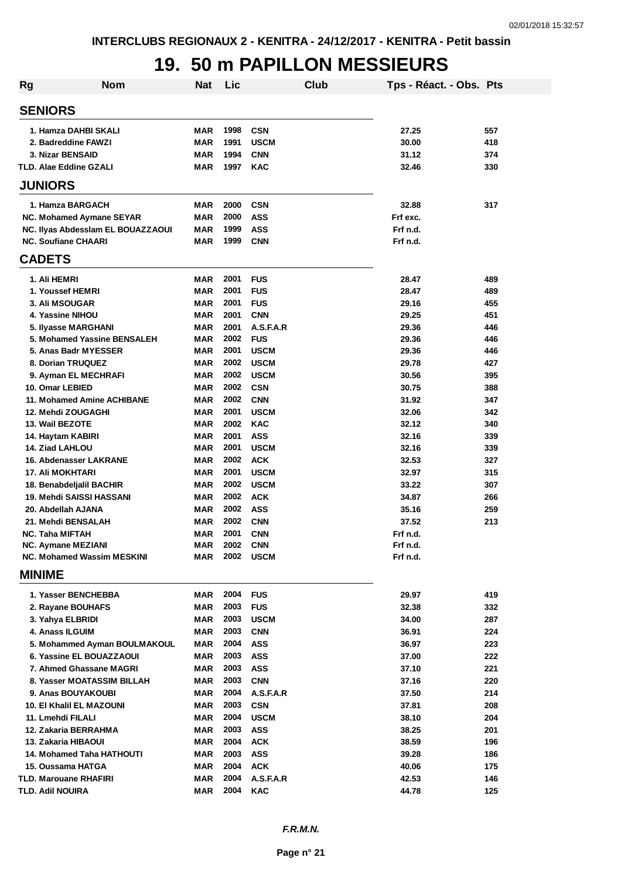INTERCLUBS REGIONAUX 2 - KENITRA - 24/12/2017 - KENITRA - Petit bassin

# 19. 50 m PAPILLON MESSIEURS

| Rg | Nom | Nat | Lic | Club | Tps - Réact. - Obs. | Pts |
|---|---|---|---|---|---|---|
| **SENIORS** | | | | | | |
| 1. | Hamza DAHBI SKALI | MAR | 1998 | CSN | 27.25 | 557 |
| 2. | Badreddine FAWZI | MAR | 1991 | USCM | 30.00 | 418 |
| 3. | Nizar BENSAID | MAR | 1994 | CNN | 31.12 | 374 |
| TLD. | Alae Eddine GZALI | MAR | 1997 | KAC | 32.46 | 330 |
| **JUNIORS** | | | | | | |
| 1. | Hamza BARGACH | MAR | 2000 | CSN | 32.88 | 317 |
| NC. | Mohamed Aymane SEYAR | MAR | 2000 | ASS | Frf exc. | |
| NC. | Ilyas Abdesslam EL BOUAZZAOUI | MAR | 1999 | ASS | Frf n.d. | |
| NC. | Soufiane CHAARI | MAR | 1999 | CNN | Frf n.d. | |
| **CADETS** | | | | | | |
| 1. | Ali HEMRI | MAR | 2001 | FUS | 28.47 | 489 |
| 1. | Youssef HEMRI | MAR | 2001 | FUS | 28.47 | 489 |
| 3. | Ali MSOUGAR | MAR | 2001 | FUS | 29.16 | 455 |
| 4. | Yassine NIHOU | MAR | 2001 | CNN | 29.25 | 451 |
| 5. | Ilyasse MARGHANI | MAR | 2001 | A.S.F.A.R | 29.36 | 446 |
| 5. | Mohamed Yassine BENSALEH | MAR | 2002 | FUS | 29.36 | 446 |
| 5. | Anas Badr MYESSER | MAR | 2001 | USCM | 29.36 | 446 |
| 8. | Dorian TRUQUEZ | MAR | 2002 | USCM | 29.78 | 427 |
| 9. | Ayman EL MECHRAFI | MAR | 2002 | USCM | 30.56 | 395 |
| 10. | Omar LEBIED | MAR | 2002 | CSN | 30.75 | 388 |
| 11. | Mohamed Amine ACHIBANE | MAR | 2002 | CNN | 31.92 | 347 |
| 12. | Mehdi ZOUGAGHI | MAR | 2001 | USCM | 32.06 | 342 |
| 13. | Wail BEZOTE | MAR | 2002 | KAC | 32.12 | 340 |
| 14. | Haytam KABIRI | MAR | 2001 | ASS | 32.16 | 339 |
| 14. | Ziad LAHLOU | MAR | 2001 | USCM | 32.16 | 339 |
| 16. | Abdenasser LAKRANE | MAR | 2002 | ACK | 32.53 | 327 |
| 17. | Ali MOKHTARI | MAR | 2001 | USCM | 32.97 | 315 |
| 18. | Benabdeljalil BACHIR | MAR | 2002 | USCM | 33.22 | 307 |
| 19. | Mehdi SAISSI HASSANI | MAR | 2002 | ACK | 34.87 | 266 |
| 20. | Abdellah AJANA | MAR | 2002 | ASS | 35.16 | 259 |
| 21. | Mehdi BENSALAH | MAR | 2002 | CNN | 37.52 | 213 |
| NC. | Taha MIFTAH | MAR | 2001 | CNN | Frf n.d. | |
| NC. | Aymane MEZIANI | MAR | 2002 | CNN | Frf n.d. | |
| NC. | Mohamed Wassim MESKINI | MAR | 2002 | USCM | Frf n.d. | |
| **MINIME** | | | | | | |
| 1. | Yasser BENCHEBBA | MAR | 2004 | FUS | 29.97 | 419 |
| 2. | Rayane BOUHAFS | MAR | 2003 | FUS | 32.38 | 332 |
| 3. | Yahya ELBRIDI | MAR | 2003 | USCM | 34.00 | 287 |
| 4. | Anass ILGUIM | MAR | 2003 | CNN | 36.91 | 224 |
| 5. | Mohammed Ayman BOULMAKOUL | MAR | 2004 | ASS | 36.97 | 223 |
| 6. | Yassine EL BOUAZZAOUI | MAR | 2003 | ASS | 37.00 | 222 |
| 7. | Ahmed Ghassane MAGRI | MAR | 2003 | ASS | 37.10 | 221 |
| 8. | Yasser MOATASSIM BILLAH | MAR | 2003 | CNN | 37.16 | 220 |
| 9. | Anas BOUYAKOUBI | MAR | 2004 | A.S.F.A.R | 37.50 | 214 |
| 10. | El Khalil EL MAZOUNI | MAR | 2003 | CSN | 37.81 | 208 |
| 11. | Lmehdi FILALI | MAR | 2004 | USCM | 38.10 | 204 |
| 12. | Zakaria BERRAHMA | MAR | 2003 | ASS | 38.25 | 201 |
| 13. | Zakaria HIBAOUI | MAR | 2004 | ACK | 38.59 | 196 |
| 14. | Mohamed Taha HATHOUTI | MAR | 2003 | ASS | 39.28 | 186 |
| 15. | Oussama HATGA | MAR | 2004 | ACK | 40.06 | 175 |
| TLD. | Marouane RHAFIRI | MAR | 2004 | A.S.F.A.R | 42.53 | 146 |
| TLD. | Adil NOUIRA | MAR | 2004 | KAC | 44.78 | 125 |

*F.R.M.N.*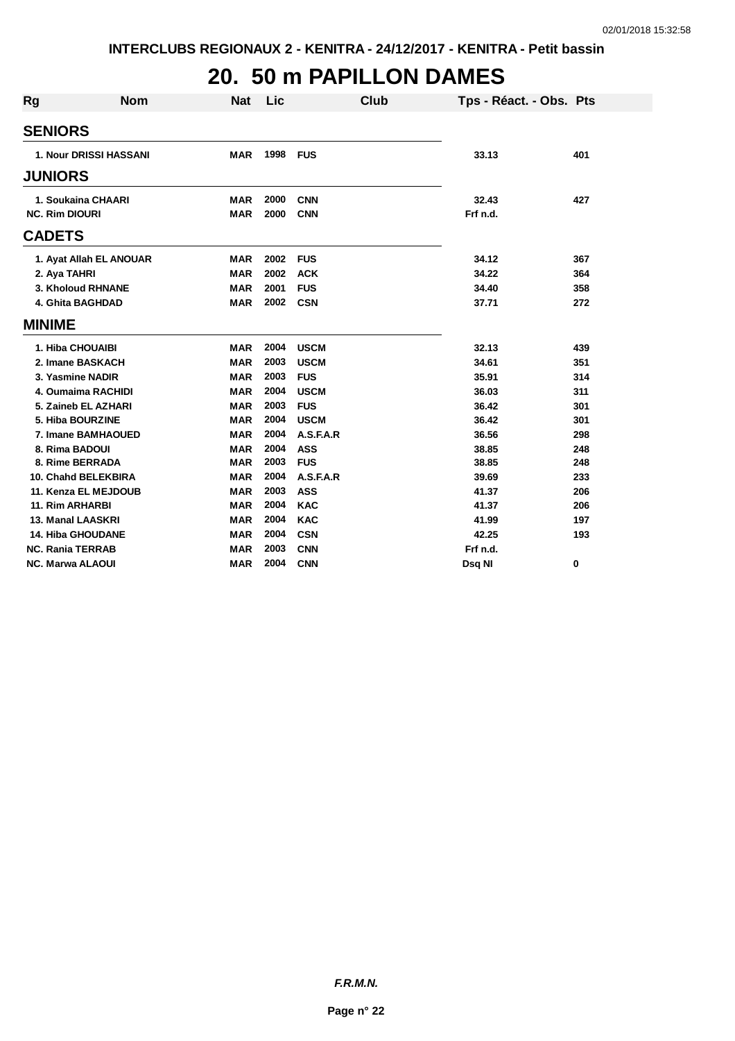# 20. 50 m PAPILLON DAMES

| Rg | Nom | Nat | Lic | Club | Tps - Réact. - Obs. | Pts |
|---|---|---|---|---|---|---|
| **SENIORS** | | | | | | |
| 1. | Nour DRISSI HASSANI | MAR | 1998 | FUS | 33.13 | 401 |
| **JUNIORS** | | | | | | |
| 1. | Soukaina CHAARI | MAR | 2000 | CNN | 32.43 | 427 |
| NC. | Rim DIOURI | MAR | 2000 | CNN | Frf n.d. | |
| **CADETS** | | | | | | |
| 1. | Ayat Allah EL ANOUAR | MAR | 2002 | FUS | 34.12 | 367 |
| 2. | Aya TAHRI | MAR | 2002 | ACK | 34.22 | 364 |
| 3. | Kholoud RHNANE | MAR | 2001 | FUS | 34.40 | 358 |
| 4. | Ghita BAGHDAD | MAR | 2002 | CSN | 37.71 | 272 |
| **MINIME** | | | | | | |
| 1. | Hiba CHOUAIBI | MAR | 2004 | USCM | 32.13 | 439 |
| 2. | Imane BASKACH | MAR | 2003 | USCM | 34.61 | 351 |
| 3. | Yasmine NADIR | MAR | 2003 | FUS | 35.91 | 314 |
| 4. | Oumaima RACHIDI | MAR | 2004 | USCM | 36.03 | 311 |
| 5. | Zaineb EL AZHARI | MAR | 2003 | FUS | 36.42 | 301 |
| 5. | Hiba BOURZINE | MAR | 2004 | USCM | 36.42 | 301 |
| 7. | Imane BAMHAOUED | MAR | 2004 | A.S.F.A.R | 36.56 | 298 |
| 8. | Rima BADOUI | MAR | 2004 | ASS | 38.85 | 248 |
| 8. | Rime BERRADA | MAR | 2003 | FUS | 38.85 | 248 |
| 10. | Chahd BELEKBIRA | MAR | 2004 | A.S.F.A.R | 39.69 | 233 |
| 11. | Kenza EL MEJDOUB | MAR | 2003 | ASS | 41.37 | 206 |
| 11. | Rim ARHARBI | MAR | 2004 | KAC | 41.37 | 206 |
| 13. | Manal LAASKRI | MAR | 2004 | KAC | 41.99 | 197 |
| 14. | Hiba GHOUDANE | MAR | 2004 | CSN | 42.25 | 193 |
| NC. | Rania TERRAB | MAR | 2003 | CNN | Frf n.d. | |
| NC. | Marwa ALAOUI | MAR | 2004 | CNN | Dsq NI | 0 |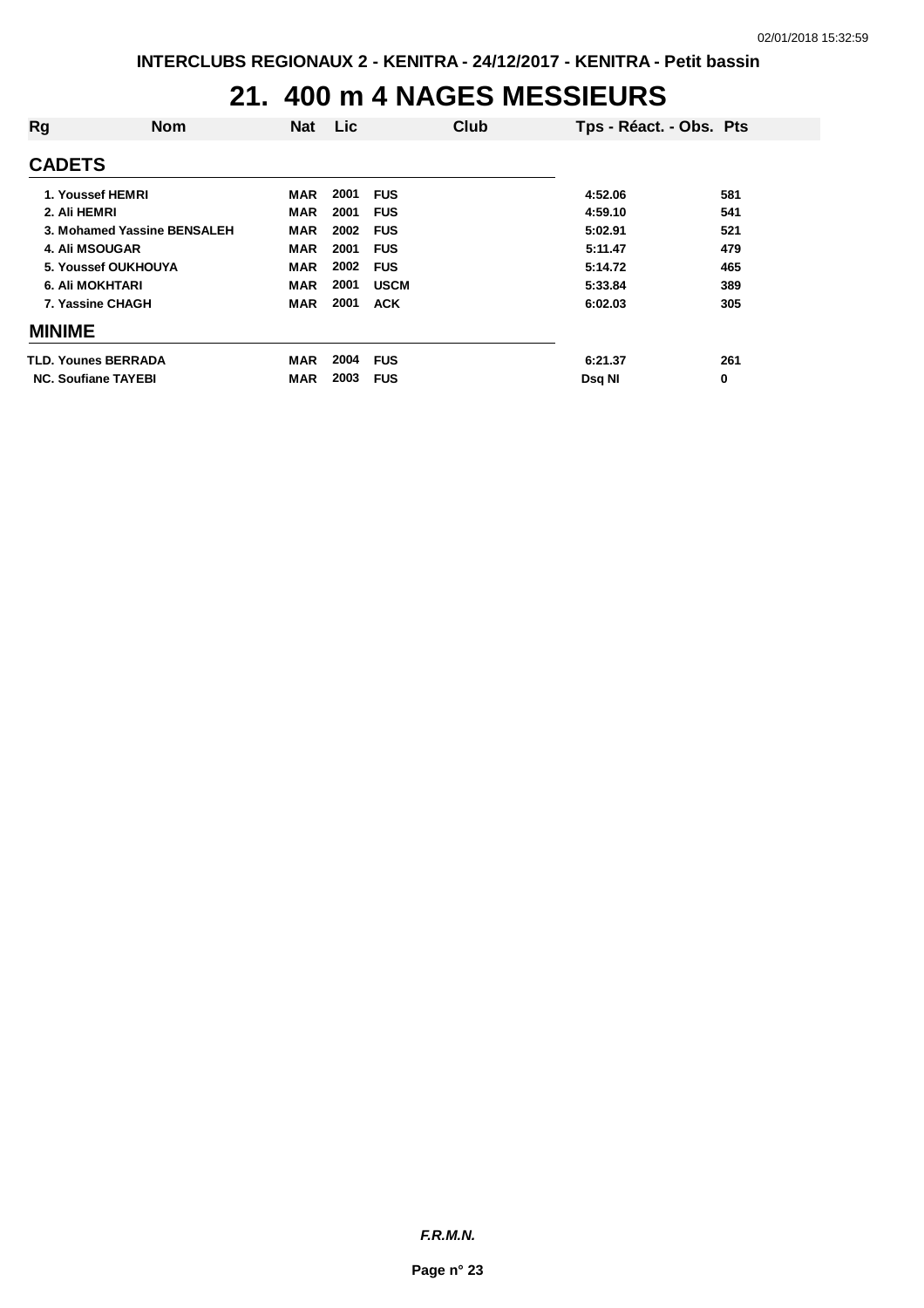INTERCLUBS REGIONAUX 2 - KENITRA - 24/12/2017 - KENITRA - Petit bassin

# 21. 400 m 4 NAGES MESSIEURS

| Rg | Nom | Nat | Lic | Club | Tps - Réact. - Obs. | Pts |
|---|---|---|---|---|---|---|
| **CADETS** | | | | | | |
| 1. | Youssef HEMRI | MAR | 2001 | FUS | 4:52.06 | 581 |
| 2. | Ali HEMRI | MAR | 2001 | FUS | 4:59.10 | 541 |
| 3. | Mohamed Yassine BENSALEH | MAR | 2002 | FUS | 5:02.91 | 521 |
| 4. | Ali MSOUGAR | MAR | 2001 | FUS | 5:11.47 | 479 |
| 5. | Youssef OUKHOUYA | MAR | 2002 | FUS | 5:14.72 | 465 |
| 6. | Ali MOKHTARI | MAR | 2001 | USCM | 5:33.84 | 389 |
| 7. | Yassine CHAGH | MAR | 2001 | ACK | 6:02.03 | 305 |
| **MINIME** | | | | | | |
| TLD. | Younes BERRADA | MAR | 2004 | FUS | 6:21.37 | 261 |
| NC. | Soufiane TAYEBI | MAR | 2003 | FUS | Dsq NI | 0 |

*F.R.M.N.*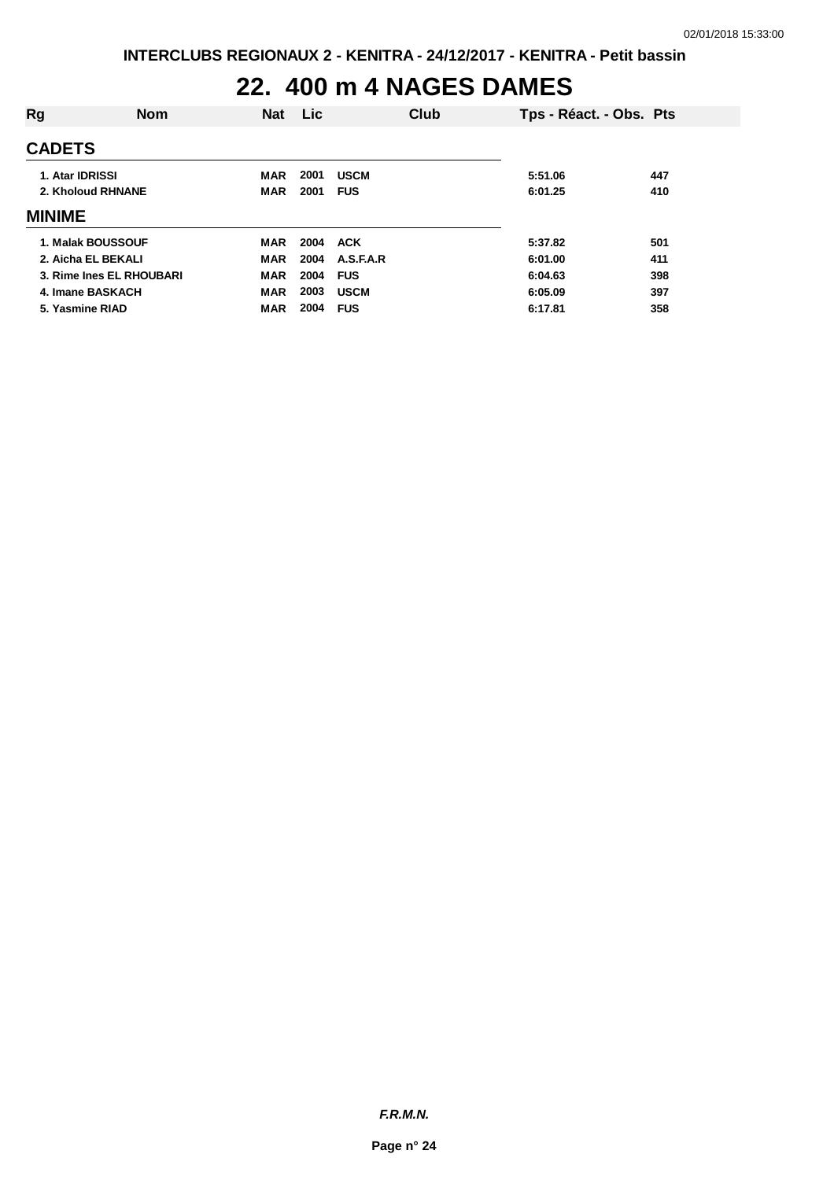# 22. 400 m 4 NAGES DAMES

| Rg | Nom | Nat | Lic | Club | Tps - Réact. - Obs. | Pts |
|---|---|---|---|---|---|---|
| **CADETS** | | | | | | |
| 1. | Atar IDRISSI | MAR | 2001 | USCM | 5:51.06 | 447 |
| 2. | Kholoud RHNANE | MAR | 2001 | FUS | 6:01.25 | 410 |
| **MINIME** | | | | | | |
| 1. | Malak BOUSSOUF | MAR | 2004 | ACK | 5:37.82 | 501 |
| 2. | Aicha EL BEKALI | MAR | 2004 | A.S.F.A.R | 6:01.00 | 411 |
| 3. | Rime Ines EL RHOUBARI | MAR | 2004 | FUS | 6:04.63 | 398 |
| 4. | Imane BASKACH | MAR | 2003 | USCM | 6:05.09 | 397 |
| 5. | Yasmine RIAD | MAR | 2004 | FUS | 6:17.81 | 358 |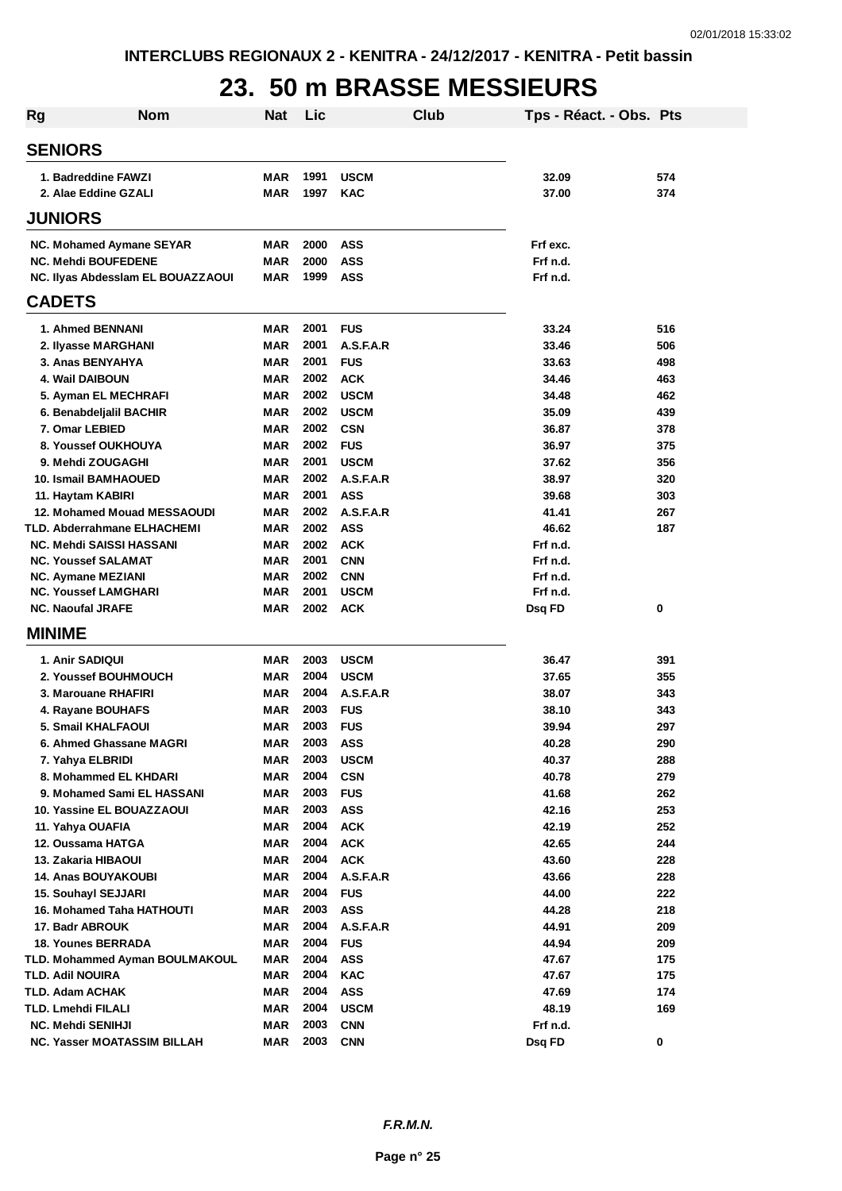# 23. 50 m BRASSE MESSIEURS

| Rg | Nom | Nat | Lic | Club | Tps - Réact. - Obs. | Pts |
|---|---|---|---|---|---|---|
| **SENIORS** | | | | | | |
| 1. Badreddine FAWZI | | MAR | 1991 | USCM | 32.09 | 574 |
| 2. Alae Eddine GZALI | | MAR | 1997 | KAC | 37.00 | 374 |
| **JUNIORS** | | | | | | |
| NC. Mohamed Aymane SEYAR | | MAR | 2000 | ASS | Frf exc. | |
| NC. Mehdi BOUFEDENE | | MAR | 2000 | ASS | Frf n.d. | |
| NC. Ilyas Abdesslam EL BOUAZZAOUI | | MAR | 1999 | ASS | Frf n.d. | |
| **CADETS** | | | | | | |
| 1. Ahmed BENNANI | | MAR | 2001 | FUS | 33.24 | 516 |
| 2. Ilyasse MARGHANI | | MAR | 2001 | A.S.F.A.R | 33.46 | 506 |
| 3. Anas BENYAHYA | | MAR | 2001 | FUS | 33.63 | 498 |
| 4. Wail DAIBOUN | | MAR | 2002 | ACK | 34.46 | 463 |
| 5. Ayman EL MECHRAFI | | MAR | 2002 | USCM | 34.48 | 462 |
| 6. Benabdeljalil BACHIR | | MAR | 2002 | USCM | 35.09 | 439 |
| 7. Omar LEBIED | | MAR | 2002 | CSN | 36.87 | 378 |
| 8. Youssef OUKHOUYA | | MAR | 2002 | FUS | 36.97 | 375 |
| 9. Mehdi ZOUGAGHI | | MAR | 2001 | USCM | 37.62 | 356 |
| 10. Ismail BAMHAOUED | | MAR | 2002 | A.S.F.A.R | 38.97 | 320 |
| 11. Haytam KABIRI | | MAR | 2001 | ASS | 39.68 | 303 |
| 12. Mohamed Mouad MESSAOUDI | | MAR | 2002 | A.S.F.A.R | 41.41 | 267 |
| TLD. Abderrahmane ELHACHEMI | | MAR | 2002 | ASS | 46.62 | 187 |
| NC. Mehdi SAISSI HASSANI | | MAR | 2002 | ACK | Frf n.d. | |
| NC. Youssef SALAMAT | | MAR | 2001 | CNN | Frf n.d. | |
| NC. Aymane MEZIANI | | MAR | 2002 | CNN | Frf n.d. | |
| NC. Youssef LAMGHARI | | MAR | 2001 | USCM | Frf n.d. | |
| NC. Naoufal JRAFE | | MAR | 2002 | ACK | Dsq FD | 0 |
| **MINIME** | | | | | | |
| 1. Anir SADIQUI | | MAR | 2003 | USCM | 36.47 | 391 |
| 2. Youssef BOUHMOUCH | | MAR | 2004 | USCM | 37.65 | 355 |
| 3. Marouane RHAFIRI | | MAR | 2004 | A.S.F.A.R | 38.07 | 343 |
| 4. Rayane BOUHAFS | | MAR | 2003 | FUS | 38.10 | 343 |
| 5. Smail KHALFAOUI | | MAR | 2003 | FUS | 39.94 | 297 |
| 6. Ahmed Ghassane MAGRI | | MAR | 2003 | ASS | 40.28 | 290 |
| 7. Yahya ELBRIDI | | MAR | 2003 | USCM | 40.37 | 288 |
| 8. Mohammed EL KHDARI | | MAR | 2004 | CSN | 40.78 | 279 |
| 9. Mohamed Sami EL HASSANI | | MAR | 2003 | FUS | 41.68 | 262 |
| 10. Yassine EL BOUAZZAOUI | | MAR | 2003 | ASS | 42.16 | 253 |
| 11. Yahya OUAFIA | | MAR | 2004 | ACK | 42.19 | 252 |
| 12. Oussama HATGA | | MAR | 2004 | ACK | 42.65 | 244 |
| 13. Zakaria HIBAOUI | | MAR | 2004 | ACK | 43.60 | 228 |
| 14. Anas BOUYAKOUBI | | MAR | 2004 | A.S.F.A.R | 43.66 | 228 |
| 15. Souhayl SEJJARI | | MAR | 2004 | FUS | 44.00 | 222 |
| 16. Mohamed Taha HATHOUTI | | MAR | 2003 | ASS | 44.28 | 218 |
| 17. Badr ABROUK | | MAR | 2004 | A.S.F.A.R | 44.91 | 209 |
| 18. Younes BERRADA | | MAR | 2004 | FUS | 44.94 | 209 |
| TLD. Mohammed Ayman BOULMAKOUL | | MAR | 2004 | ASS | 47.67 | 175 |
| TLD. Adil NOUIRA | | MAR | 2004 | KAC | 47.67 | 175 |
| TLD. Adam ACHAK | | MAR | 2004 | ASS | 47.69 | 174 |
| TLD. Lmehdi FILALI | | MAR | 2004 | USCM | 48.19 | 169 |
| NC. Mehdi SENIHJI | | MAR | 2003 | CNN | Frf n.d. | |
| NC. Yasser MOATASSIM BILLAH | | MAR | 2003 | CNN | Dsq FD | 0 |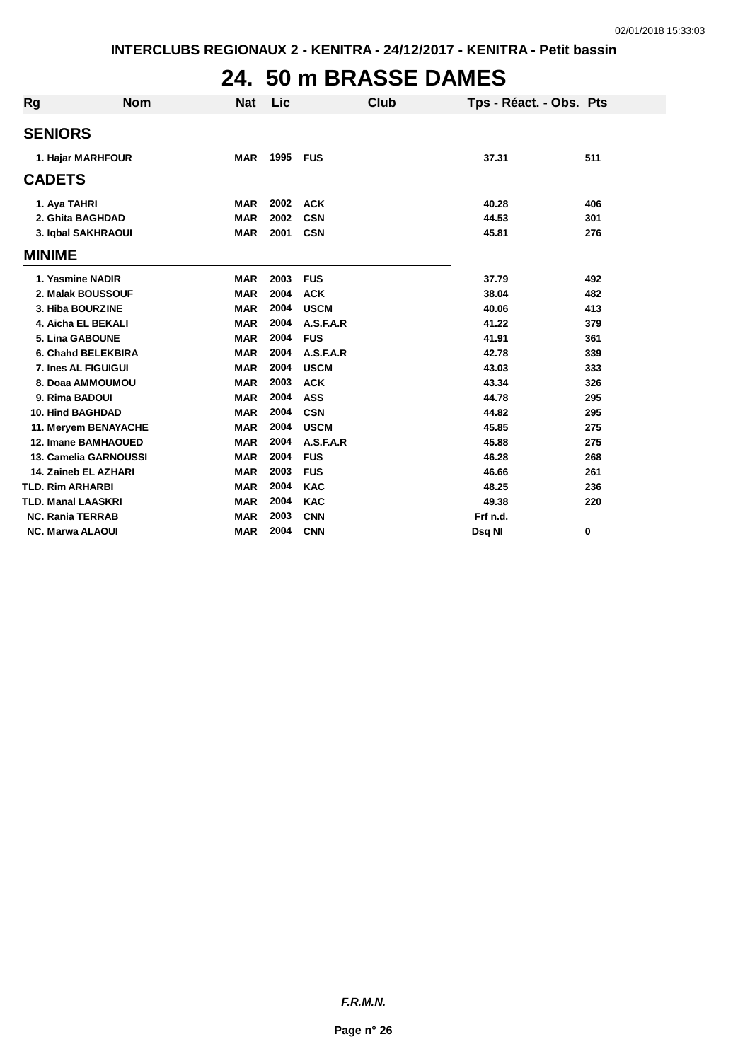INTERCLUBS REGIONAUX 2 - KENITRA - 24/12/2017 - KENITRA - Petit bassin

# 24. 50 m BRASSE DAMES

| Rg | Nom | Nat | Lic | Club | Tps - Réact. - Obs. | Pts |
|---|---|---|---|---|---|---|
| **SENIORS** | | | | | | |
| 1. Hajar MARFHOUR | | MAR | 1995 | FUS | 37.31 | 511 |
| **CADETS** | | | | | | |
| 1. Aya TAHRI | | MAR | 2002 | ACK | 40.28 | 406 |
| 2. Ghita BAGHDAD | | MAR | 2002 | CSN | 44.53 | 301 |
| 3. Iqbal SAKHRAOUI | | MAR | 2001 | CSN | 45.81 | 276 |
| **MINIME** | | | | | | |
| 1. Yasmine NADIR | | MAR | 2003 | FUS | 37.79 | 492 |
| 2. Malak BOUSSOUF | | MAR | 2004 | ACK | 38.04 | 482 |
| 3. Hiba BOURZINE | | MAR | 2004 | USCM | 40.06 | 413 |
| 4. Aicha EL BEKALI | | MAR | 2004 | A.S.F.A.R | 41.22 | 379 |
| 5. Lina GABOUNE | | MAR | 2004 | FUS | 41.91 | 361 |
| 6. Chahd BELEKBIRA | | MAR | 2004 | A.S.F.A.R | 42.78 | 339 |
| 7. Ines AL FIGUIGUI | | MAR | 2004 | USCM | 43.03 | 333 |
| 8. Doaa AMMOUMOU | | MAR | 2003 | ACK | 43.34 | 326 |
| 9. Rima BADOUI | | MAR | 2004 | ASS | 44.78 | 295 |
| 10. Hind BAGHDAD | | MAR | 2004 | CSN | 44.82 | 295 |
| 11. Meryem BENAYACHE | | MAR | 2004 | USCM | 45.85 | 275 |
| 12. Imane BAMHAOUED | | MAR | 2004 | A.S.F.A.R | 45.88 | 275 |
| 13. Camelia GARNOUSSI | | MAR | 2004 | FUS | 46.28 | 268 |
| 14. Zaineb EL AZHARI | | MAR | 2003 | FUS | 46.66 | 261 |
| TLD. Rim ARHARBI | | MAR | 2004 | KAC | 48.25 | 236 |
| TLD. Manal LAASKRI | | MAR | 2004 | KAC | 49.38 | 220 |
| NC. Rania TERRAB | | MAR | 2003 | CNN | Frf n.d. | |
| NC. Marwa ALAOUI | | MAR | 2004 | CNN | Dsq NI | 0 |

*F.R.M.N.*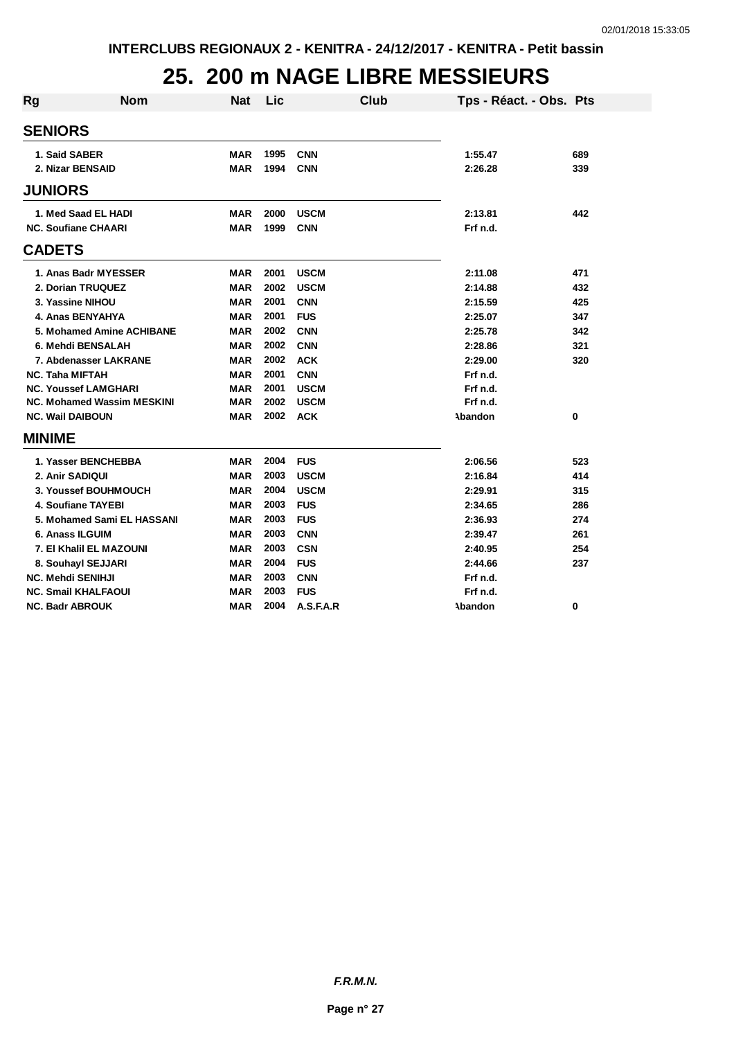**INTERCLUBS REGIONAUX 2 - KENITRA - 24/12/2017 - KENITRA - Petit bassin**

# 25. 200 m NAGE LIBRE MESSIEURS

| Rg | Nom | Nat | Lic | Club | Tps - Réact. - Obs. | Pts |
|---|---|---|---|---|---|---|
| **SENIORS** | | | | | | |
| 1. | Said SABER | MAR | 1995 | CNN | 1:55.47 | 689 |
| 2. | Nizar BENSAID | MAR | 1994 | CNN | 2:26.28 | 339 |
| **JUNIORS** | | | | | | |
| 1. | Med Saad EL HADI | MAR | 2000 | USCM | 2:13.81 | 442 |
| NC. | Soufiane CHAARI | MAR | 1999 | CNN | Frf n.d. | |
| **CADETS** | | | | | | |
| 1. | Anas Badr MYESSER | MAR | 2001 | USCM | 2:11.08 | 471 |
| 2. | Dorian TRUQUEZ | MAR | 2002 | USCM | 2:14.88 | 432 |
| 3. | Yassine NIHOU | MAR | 2001 | CNN | 2:15.59 | 425 |
| 4. | Anas BENYAHYA | MAR | 2001 | FUS | 2:25.07 | 347 |
| 5. | Mohamed Amine ACHIBANE | MAR | 2002 | CNN | 2:25.78 | 342 |
| 6. | Mehdi BENSALAH | MAR | 2002 | CNN | 2:28.86 | 321 |
| 7. | Abdenasser LAKRANE | MAR | 2002 | ACK | 2:29.00 | 320 |
| NC. | Taha MIFTAH | MAR | 2001 | CNN | Frf n.d. | |
| NC. | Youssef LAMGHARI | MAR | 2001 | USCM | Frf n.d. | |
| NC. | Mohamed Wassim MESKINI | MAR | 2002 | USCM | Frf n.d. | |
| NC. | Wail DAIBOUN | MAR | 2002 | ACK | Abandon | 0 |
| **MINIME** | | | | | | |
| 1. | Yasser BENCHEBBA | MAR | 2004 | FUS | 2:06.56 | 523 |
| 2. | Anir SADIQUI | MAR | 2003 | USCM | 2:16.84 | 414 |
| 3. | Youssef BOUHMOUCH | MAR | 2004 | USCM | 2:29.91 | 315 |
| 4. | Soufiane TAYEBI | MAR | 2003 | FUS | 2:34.65 | 286 |
| 5. | Mohamed Sami EL HASSANI | MAR | 2003 | FUS | 2:36.93 | 274 |
| 6. | Anass ILGUIM | MAR | 2003 | CNN | 2:39.47 | 261 |
| 7. | El Khalil EL MAZOUNI | MAR | 2003 | CSN | 2:40.95 | 254 |
| 8. | Souhayl SEJJARI | MAR | 2004 | FUS | 2:44.66 | 237 |
| NC. | Mehdi SENIHJI | MAR | 2003 | CNN | Frf n.d. | |
| NC. | Smail KHALFAOUI | MAR | 2003 | FUS | Frf n.d. | |
| NC. | Badr ABROUK | MAR | 2004 | A.S.F.A.R | Abandon | 0 |

***F.R.M.N.***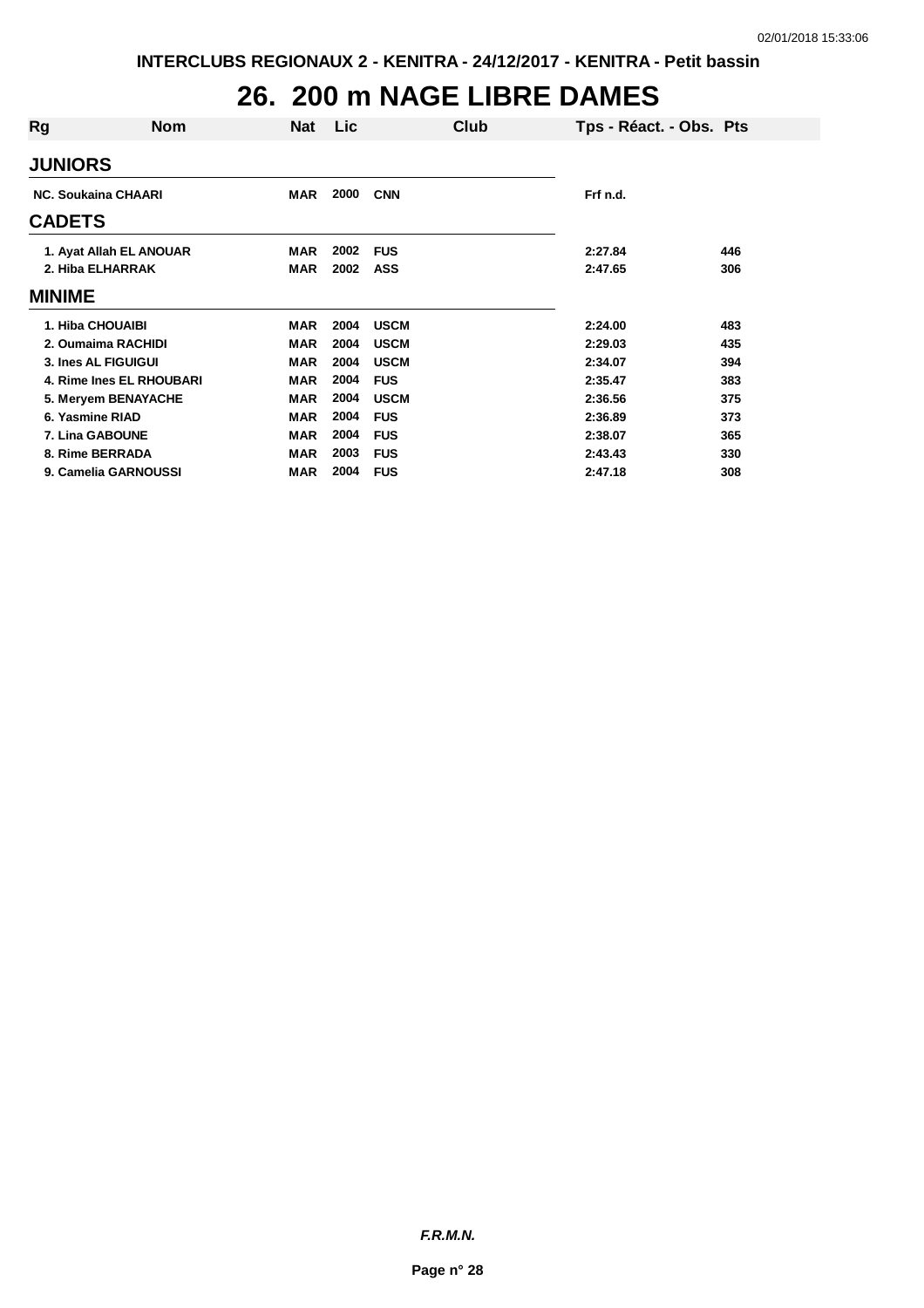# 26. 200 m NAGE LIBRE DAMES

| Rg | Nom | Nat | Lic | Club | Tps - Réact. - Obs. | Pts |
|---|---|---|---|---|---|---|
| **JUNIORS** | | | | | | |
| NC. | Soukaina CHAARI | MAR | 2000 | CNN | Frf n.d. | |
| **CADETS** | | | | | | |
| 1. | Ayat Allah EL ANOUAR | MAR | 2002 | FUS | 2:27.84 | 446 |
| 2. | Hiba ELHARRAK | MAR | 2002 | ASS | 2:47.65 | 306 |
| **MINIME** | | | | | | |
| 1. | Hiba CHOUAIBI | MAR | 2004 | USCM | 2:24.00 | 483 |
| 2. | Oumaima RACHIDI | MAR | 2004 | USCM | 2:29.03 | 435 |
| 3. | Ines AL FIGUIGUI | MAR | 2004 | USCM | 2:34.07 | 394 |
| 4. | Rime Ines EL RHOUBARI | MAR | 2004 | FUS | 2:35.47 | 383 |
| 5. | Meryem BENAYACHE | MAR | 2004 | USCM | 2:36.56 | 375 |
| 6. | Yasmine RIAD | MAR | 2004 | FUS | 2:36.89 | 373 |
| 7. | Lina GABOUNE | MAR | 2004 | FUS | 2:38.07 | 365 |
| 8. | Rime BERRADA | MAR | 2003 | FUS | 2:43.43 | 330 |
| 9. | Camelia GARNOUSSI | MAR | 2004 | FUS | 2:47.18 | 308 |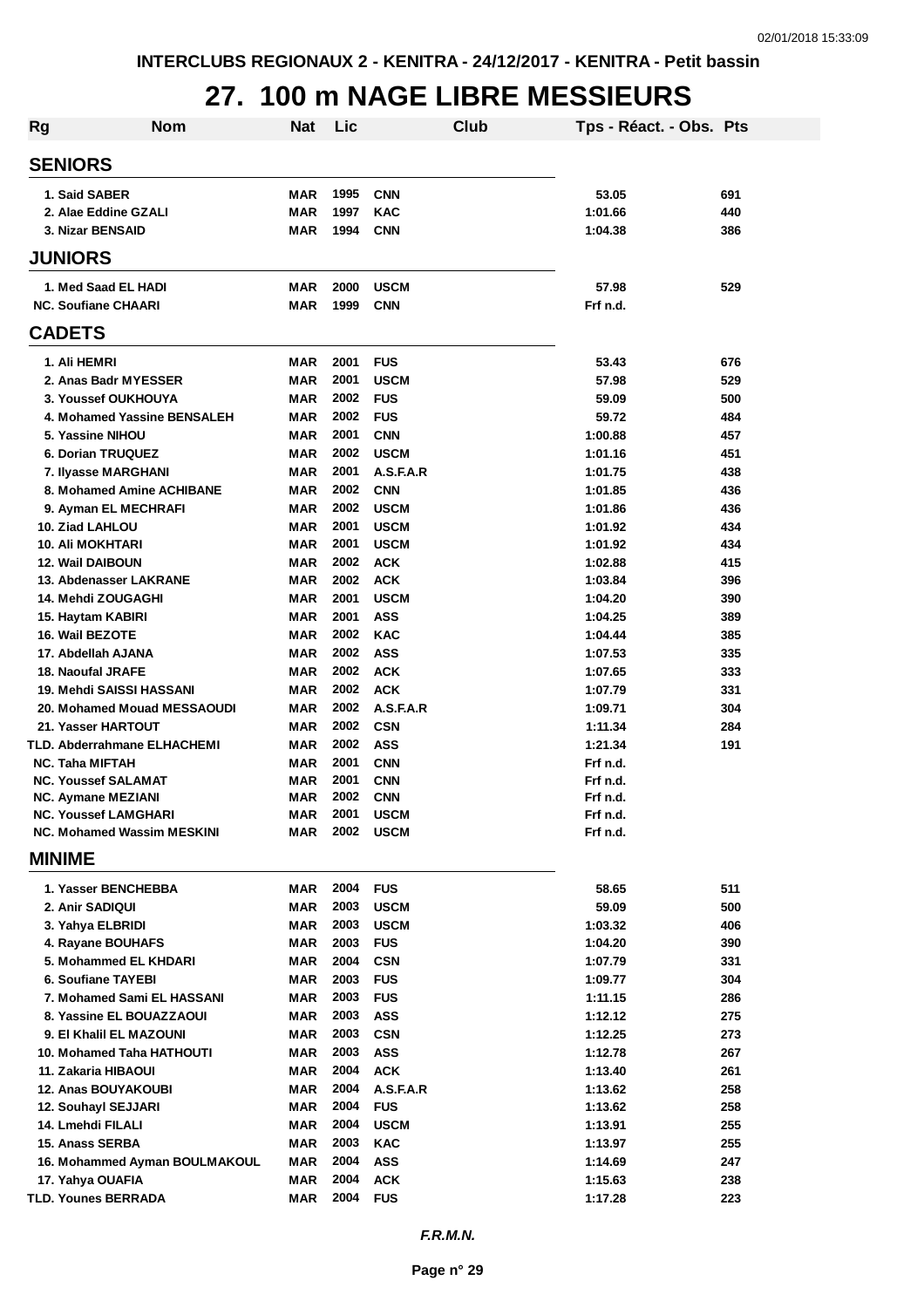INTERCLUBS REGIONAUX 2 - KENITRA - 24/12/2017 - KENITRA - Petit bassin

# 27. 100 m NAGE LIBRE MESSIEURS

| Rg | Nom | Nat | Lic | Club | Tps - Réact. - Obs. | Pts |
|---|---|---|---|---|---|---|
| **SENIORS** | | | | | | |
| 1. | Said SABER | MAR | 1995 | CNN | 53.05 | 691 |
| 2. | Alae Eddine GZALI | MAR | 1997 | KAC | 1:01.66 | 440 |
| 3. | Nizar BENSAID | MAR | 1994 | CNN | 1:04.38 | 386 |
| **JUNIORS** | | | | | | |
| 1. | Med Saad EL HADI | MAR | 2000 | USCM | 57.98 | 529 |
| NC. | Soufiane CHAARI | MAR | 1999 | CNN | Frf n.d. | |
| **CADETS** | | | | | | |
| 1. | Ali HEMRI | MAR | 2001 | FUS | 53.43 | 676 |
| 2. | Anas Badr MYESSER | MAR | 2001 | USCM | 57.98 | 529 |
| 3. | Youssef OUKHOUYA | MAR | 2002 | FUS | 59.09 | 500 |
| 4. | Mohamed Yassine BENSALEH | MAR | 2002 | FUS | 59.72 | 484 |
| 5. | Yassine NIHOU | MAR | 2001 | CNN | 1:00.88 | 457 |
| 6. | Dorian TRUQUEZ | MAR | 2002 | USCM | 1:01.16 | 451 |
| 7. | Ilyasse MARGHANI | MAR | 2001 | A.S.F.A.R | 1:01.75 | 438 |
| 8. | Mohamed Amine ACHIBANE | MAR | 2002 | CNN | 1:01.85 | 436 |
| 9. | Ayman EL MECHRAFI | MAR | 2002 | USCM | 1:01.86 | 436 |
| 10. | Ziad LAHLOU | MAR | 2001 | USCM | 1:01.92 | 434 |
| 10. | Ali MOKHTARI | MAR | 2001 | USCM | 1:01.92 | 434 |
| 12. | Wail DAIBOUN | MAR | 2002 | ACK | 1:02.88 | 415 |
| 13. | Abdenasser LAKRANE | MAR | 2002 | ACK | 1:03.84 | 396 |
| 14. | Mehdi ZOUGAGHI | MAR | 2001 | USCM | 1:04.20 | 390 |
| 15. | Haytam KABIRI | MAR | 2001 | ASS | 1:04.25 | 389 |
| 16. | Wail BEZOTE | MAR | 2002 | KAC | 1:04.44 | 385 |
| 17. | Abdellah AJANA | MAR | 2002 | ASS | 1:07.53 | 335 |
| 18. | Naoufal JRAFE | MAR | 2002 | ACK | 1:07.65 | 333 |
| 19. | Mehdi SAISSI HASSANI | MAR | 2002 | ACK | 1:07.79 | 331 |
| 20. | Mohamed Mouad MESSAOUDI | MAR | 2002 | A.S.F.A.R | 1:09.71 | 304 |
| 21. | Yasser HARTOUT | MAR | 2002 | CSN | 1:11.34 | 284 |
| TLD. | Abderrahmane ELHACHEMI | MAR | 2002 | ASS | 1:21.34 | 191 |
| NC. | Taha MIFTAH | MAR | 2001 | CNN | Frf n.d. | |
| NC. | Youssef SALAMAT | MAR | 2001 | CNN | Frf n.d. | |
| NC. | Aymane MEZIANI | MAR | 2002 | CNN | Frf n.d. | |
| NC. | Youssef LAMGHARI | MAR | 2001 | USCM | Frf n.d. | |
| NC. | Mohamed Wassim MESKINI | MAR | 2002 | USCM | Frf n.d. | |
| **MINIME** | | | | | | |
| 1. | Yasser BENCHEBBA | MAR | 2004 | FUS | 58.65 | 511 |
| 2. | Anir SADIQUI | MAR | 2003 | USCM | 59.09 | 500 |
| 3. | Yahya ELBRIDI | MAR | 2003 | USCM | 1:03.32 | 406 |
| 4. | Rayane BOUHAFS | MAR | 2003 | FUS | 1:04.20 | 390 |
| 5. | Mohammed EL KHDARI | MAR | 2004 | CSN | 1:07.79 | 331 |
| 6. | Soufiane TAYEBI | MAR | 2003 | FUS | 1:09.77 | 304 |
| 7. | Mohamed Sami EL HASSANI | MAR | 2003 | FUS | 1:11.15 | 286 |
| 8. | Yassine EL BOUAZZAOUI | MAR | 2003 | ASS | 1:12.12 | 275 |
| 9. | El Khalil EL MAZOUNI | MAR | 2003 | CSN | 1:12.25 | 273 |
| 10. | Mohamed Taha HATHOUTI | MAR | 2003 | ASS | 1:12.78 | 267 |
| 11. | Zakaria HIBAOUI | MAR | 2004 | ACK | 1:13.40 | 261 |
| 12. | Anas BOUYAKOUBI | MAR | 2004 | A.S.F.A.R | 1:13.62 | 258 |
| 12. | Souhayl SEJJARI | MAR | 2004 | FUS | 1:13.62 | 258 |
| 14. | Lmehdi FILALI | MAR | 2004 | USCM | 1:13.91 | 255 |
| 15. | Anass SERBA | MAR | 2003 | KAC | 1:13.97 | 255 |
| 16. | Mohammed Ayman BOULMAKOUL | MAR | 2004 | ASS | 1:14.69 | 247 |
| 17. | Yahya OUAFIA | MAR | 2004 | ACK | 1:15.63 | 238 |
| TLD. | Younes BERRADA | MAR | 2004 | FUS | 1:17.28 | 223 |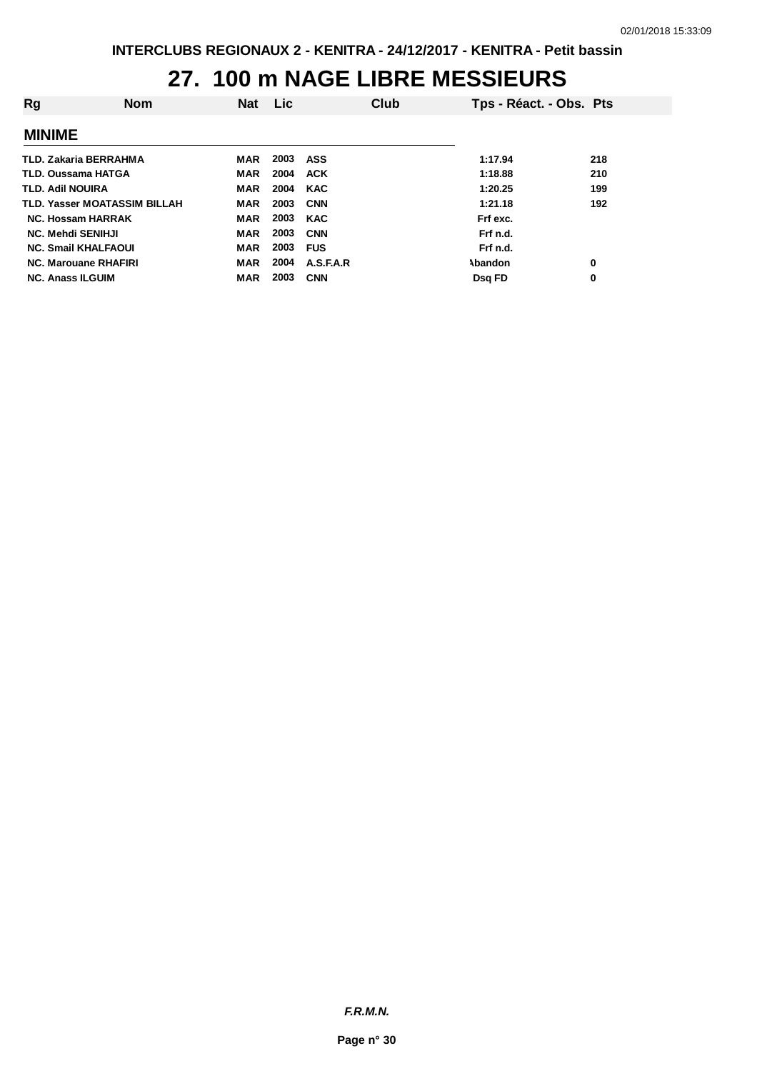INTERCLUBS REGIONAUX 2 - KENITRA - 24/12/2017 - KENITRA - Petit bassin

# 27. 100 m NAGE LIBRE MESSIEURS

| Rg | Nom | Nat | Lic | Club | Tps - Réact. - Obs. | Pts |
|---|---|---|---|---|---|---|
| **MINIME** | | | | | | |
| TLD. | Zakaria BERRAHMA | MAR | 2003 | ASS | 1:17.94 | 218 |
| TLD. | Oussama HATGA | MAR | 2004 | ACK | 1:18.88 | 210 |
| TLD. | Adil NOUIRA | MAR | 2004 | KAC | 1:20.25 | 199 |
| TLD. | Yasser MOATASSIM BILLAH | MAR | 2003 | CNN | 1:21.18 | 192 |
| NC. | Hossam HARRAK | MAR | 2003 | KAC | Frf exc. | |
| NC. | Mehdi SENIHJI | MAR | 2003 | CNN | Frf n.d. | |
| NC. | Smail KHALFAOUI | MAR | 2003 | FUS | Frf n.d. | |
| NC. | Marouane RHAFIRI | MAR | 2004 | A.S.F.A.R | Abandon | 0 |
| NC. | Anass ILGUIM | MAR | 2003 | CNN | Dsq FD | 0 |

*F.R.M.N.*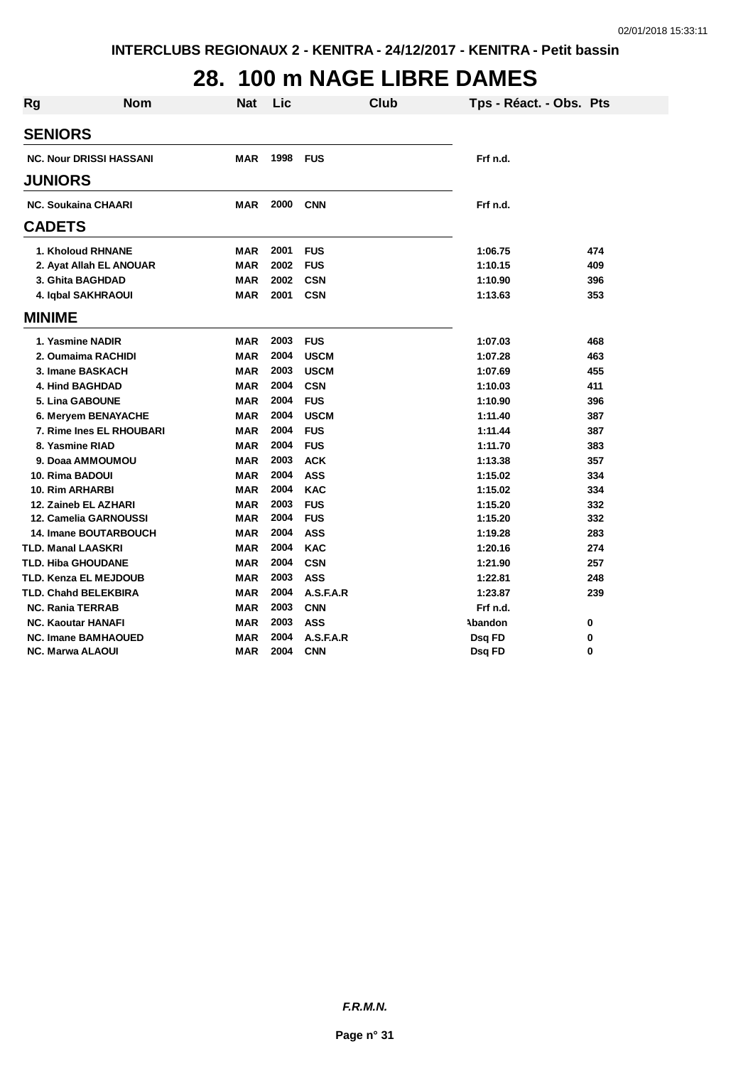INTERCLUBS REGIONAUX 2 - KENITRA - 24/12/2017 - KENITRA - Petit bassin

# 28. 100 m NAGE LIBRE DAMES

| Rg | Nom | Nat | Lic | Club | Tps - Réact. - Obs. | Pts |
|---|---|---|---|---|---|---|
| **SENIORS** | | | | | | |
| NC. | Nour DRISSI HASSANI | MAR | 1998 | FUS | Frf n.d. | |
| **JUNIORS** | | | | | | |
| NC. | Soukaina CHAARI | MAR | 2000 | CNN | Frf n.d. | |
| **CADETS** | | | | | | |
| 1. | Kholoud RHNANE | MAR | 2001 | FUS | 1:06.75 | 474 |
| 2. | Ayat Allah EL ANOUAR | MAR | 2002 | FUS | 1:10.15 | 409 |
| 3. | Ghita BAGHDAD | MAR | 2002 | CSN | 1:10.90 | 396 |
| 4. | Iqbal SAKHRAOUI | MAR | 2001 | CSN | 1:13.63 | 353 |
| **MINIME** | | | | | | |
| 1. | Yasmine NADIR | MAR | 2003 | FUS | 1:07.03 | 468 |
| 2. | Oumaima RACHIDI | MAR | 2004 | USCM | 1:07.28 | 463 |
| 3. | Imane BASKACH | MAR | 2003 | USCM | 1:07.69 | 455 |
| 4. | Hind BAGHDAD | MAR | 2004 | CSN | 1:10.03 | 411 |
| 5. | Lina GABOUNE | MAR | 2004 | FUS | 1:10.90 | 396 |
| 6. | Meryem BENAYACHE | MAR | 2004 | USCM | 1:11.40 | 387 |
| 7. | Rime Ines EL RHOUBARI | MAR | 2004 | FUS | 1:11.44 | 387 |
| 8. | Yasmine RIAD | MAR | 2004 | FUS | 1:11.70 | 383 |
| 9. | Doaa AMMOUMOU | MAR | 2003 | ACK | 1:13.38 | 357 |
| 10. | Rima BADOUI | MAR | 2004 | ASS | 1:15.02 | 334 |
| 10. | Rim ARHARBI | MAR | 2004 | KAC | 1:15.02 | 334 |
| 12. | Zaineb EL AZHARI | MAR | 2003 | FUS | 1:15.20 | 332 |
| 12. | Camelia GARNOUSSI | MAR | 2004 | FUS | 1:15.20 | 332 |
| 14. | Imane BOUTARBOUCH | MAR | 2004 | ASS | 1:19.28 | 283 |
| TLD. | Manal LAASKRI | MAR | 2004 | KAC | 1:20.16 | 274 |
| TLD. | Hiba GHOUDANE | MAR | 2004 | CSN | 1:21.90 | 257 |
| TLD. | Kenza EL MEJDOUB | MAR | 2003 | ASS | 1:22.81 | 248 |
| TLD. | Chahd BELEKBIRA | MAR | 2004 | A.S.F.A.R | 1:23.87 | 239 |
| NC. | Rania TERRAB | MAR | 2003 | CNN | Frf n.d. | |
| NC. | Kaoutar HANAFI | MAR | 2003 | ASS | Abandon | 0 |
| NC. | Imane BAMHAOUED | MAR | 2004 | A.S.F.A.R | Dsq FD | 0 |
| NC. | Marwa ALAOUI | MAR | 2004 | CNN | Dsq FD | 0 |

*F.R.M.N.*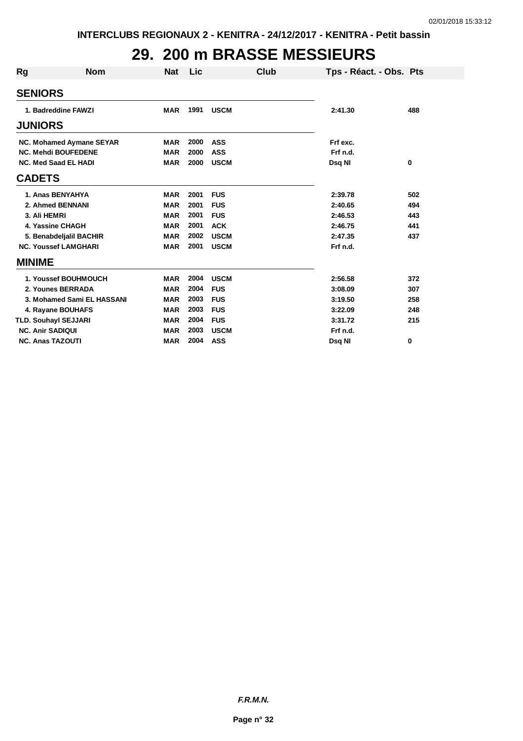INTERCLUBS REGIONAUX 2 - KENITRA - 24/12/2017 - KENITRA - Petit bassin

# 29. 200 m BRASSE MESSIEURS

| Rg | Nom | Nat | Lic | Club | Tps - Réact. - Obs. | Pts |
|---|---|---|---|---|---|---|
| **SENIORS** | | | | | | |
| 1. | Badreddine FAWZI | MAR | 1991 | USCM | 2:41.30 | 488 |
| **JUNIORS** | | | | | | |
| NC. | Mohamed Aymane SEYAR | MAR | 2000 | ASS | Frf exc. | |
| NC. | Mehdi BOUFEDENE | MAR | 2000 | ASS | Frf n.d. | |
| NC. | Med Saad EL HADI | MAR | 2000 | USCM | Dsq NI | 0 |
| **CADETS** | | | | | | |
| 1. | Anas BENYAHYA | MAR | 2001 | FUS | 2:39.78 | 502 |
| 2. | Ahmed BENNANI | MAR | 2001 | FUS | 2:40.65 | 494 |
| 3. | Ali HEMRI | MAR | 2001 | FUS | 2:46.53 | 443 |
| 4. | Yassine CHAGH | MAR | 2001 | ACK | 2:46.75 | 441 |
| 5. | Benabdeljalil BACHIR | MAR | 2002 | USCM | 2:47.35 | 437 |
| NC. | Youssef LAMGHARI | MAR | 2001 | USCM | Frf n.d. | |
| **MINIME** | | | | | | |
| 1. | Youssef BOUHMOUCH | MAR | 2004 | USCM | 2:56.58 | 372 |
| 2. | Younes BERRADA | MAR | 2004 | FUS | 3:08.09 | 307 |
| 3. | Mohamed Sami EL HASSANI | MAR | 2003 | FUS | 3:19.50 | 258 |
| 4. | Rayane BOUHAFS | MAR | 2003 | FUS | 3:22.09 | 248 |
| TLD. | Souhayl SEJJARI | MAR | 2004 | FUS | 3:31.72 | 215 |
| NC. | Anir SADIQUI | MAR | 2003 | USCM | Frf n.d. | |
| NC. | Anas TAZOUTI | MAR | 2004 | ASS | Dsq NI | 0 |

*F.R.M.N.*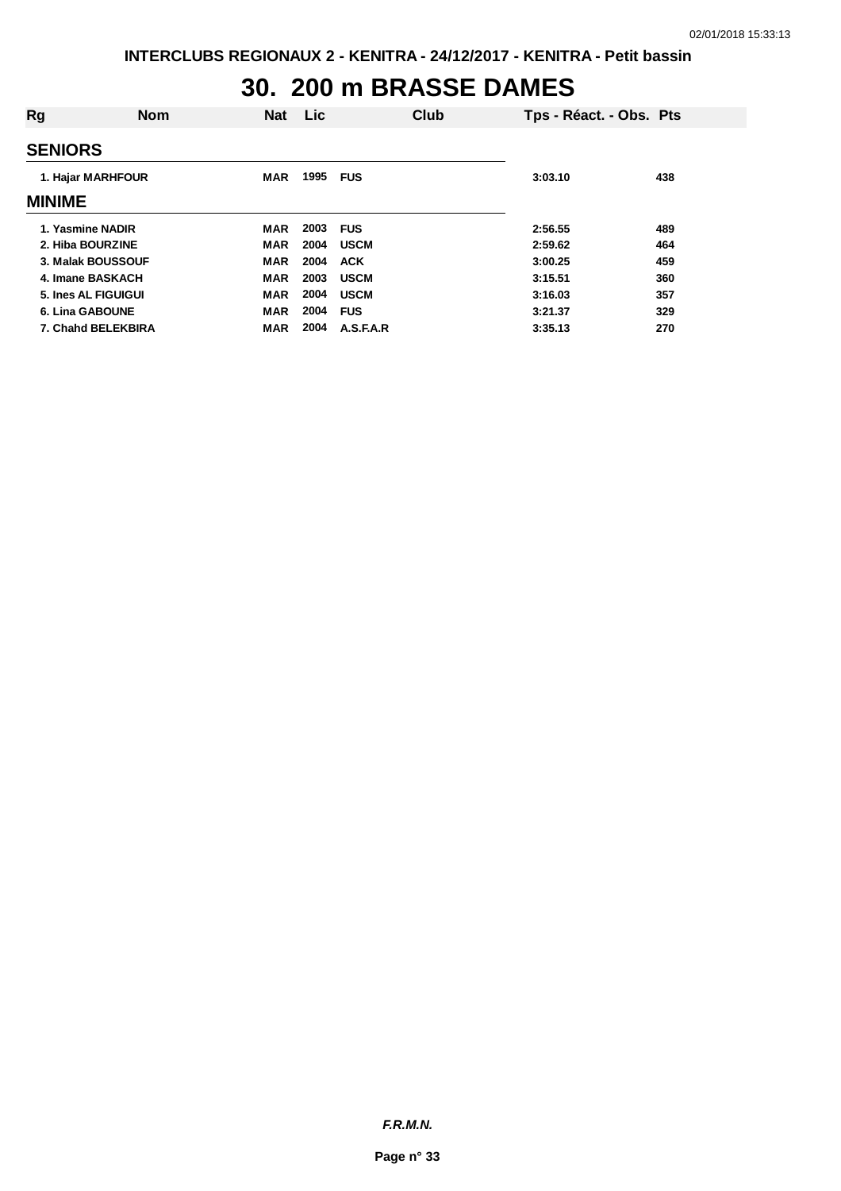# 30. 200 m BRASSE DAMES

| Rg | Nom | Nat | Lic | Club | Tps - Réact. - Obs. | Pts |
|---|---|---|---|---|---|---|
| **SENIORS** | | | | | | |
| 1. | Hajar MARHFOUR | MAR | 1995 | FUS | 3:03.10 | 438 |
| **MINIME** | | | | | | |
| 1. | Yasmine NADIR | MAR | 2003 | FUS | 2:56.55 | 489 |
| 2. | Hiba BOURZINE | MAR | 2004 | USCM | 2:59.62 | 464 |
| 3. | Malak BOUSSOUF | MAR | 2004 | ACK | 3:00.25 | 459 |
| 4. | Imane BASKACH | MAR | 2003 | USCM | 3:15.51 | 360 |
| 5. | Ines AL FIGUIGUI | MAR | 2004 | USCM | 3:16.03 | 357 |
| 6. | Lina GABOUNE | MAR | 2004 | FUS | 3:21.37 | 329 |
| 7. | Chahd BELEKBIRA | MAR | 2004 | A.S.F.A.R | 3:35.13 | 270 |

***F.R.M.N.***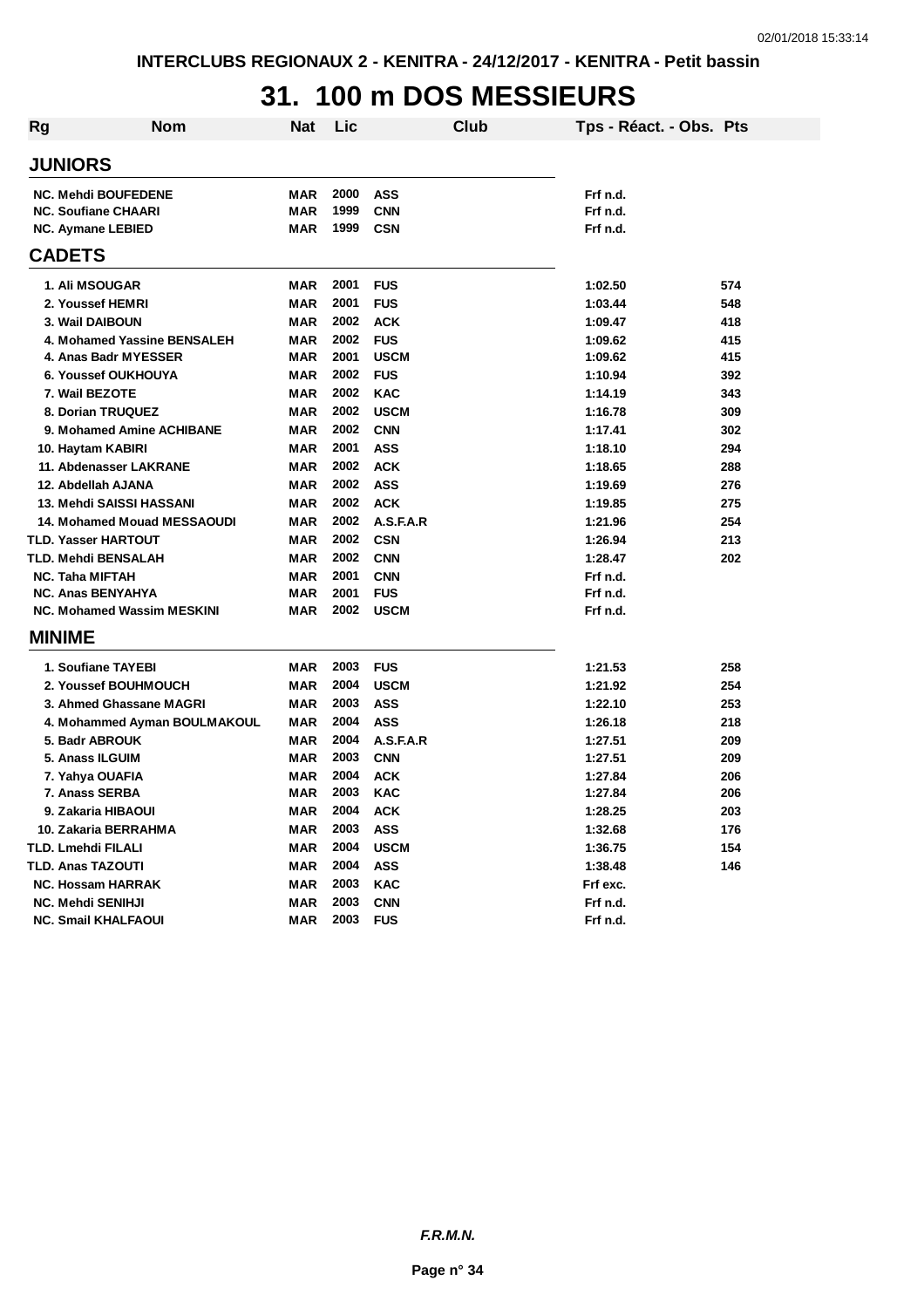# 31. 100 m DOS MESSIEURS

| Rg | Nom | Nat | Lic | Club | Tps - Réact. - Obs. | Pts |
|---|---|---|---|---|---|---|
| **JUNIORS** | | | | | | |
| NC. | Mehdi BOUFEDENE | MAR | 2000 | ASS | Frf n.d. | |
| NC. | Soufiane CHAARI | MAR | 1999 | CNN | Frf n.d. | |
| NC. | Aymane LEBIED | MAR | 1999 | CSN | Frf n.d. | |
| **CADETS** | | | | | | |
| 1. | Ali MSOUGAR | MAR | 2001 | FUS | 1:02.50 | 574 |
| 2. | Youssef HEMRI | MAR | 2001 | FUS | 1:03.44 | 548 |
| 3. | Wail DAIBOUN | MAR | 2002 | ACK | 1:09.47 | 418 |
| 4. | Mohamed Yassine BENSALEH | MAR | 2002 | FUS | 1:09.62 | 415 |
| 4. | Anas Badr MYESSER | MAR | 2001 | USCM | 1:09.62 | 415 |
| 6. | Youssef OUKHOUYA | MAR | 2002 | FUS | 1:10.94 | 392 |
| 7. | Wail BEZOTE | MAR | 2002 | KAC | 1:14.19 | 343 |
| 8. | Dorian TRUQUEZ | MAR | 2002 | USCM | 1:16.78 | 309 |
| 9. | Mohamed Amine ACHIBANE | MAR | 2002 | CNN | 1:17.41 | 302 |
| 10. | Haytam KABIRI | MAR | 2001 | ASS | 1:18.10 | 294 |
| 11. | Abdenasser LAKRANE | MAR | 2002 | ACK | 1:18.65 | 288 |
| 12. | Abdellah AJANA | MAR | 2002 | ASS | 1:19.69 | 276 |
| 13. | Mehdi SAISSI HASSANI | MAR | 2002 | ACK | 1:19.85 | 275 |
| 14. | Mohamed Mouad MESSAOUDI | MAR | 2002 | A.S.F.A.R | 1:21.96 | 254 |
| TLD. | Yasser HARTOUT | MAR | 2002 | CSN | 1:26.94 | 213 |
| TLD. | Mehdi BENSALAH | MAR | 2002 | CNN | 1:28.47 | 202 |
| NC. | Taha MIFTAH | MAR | 2001 | CNN | Frf n.d. | |
| NC. | Anas BENYAHYA | MAR | 2001 | FUS | Frf n.d. | |
| NC. | Mohamed Wassim MESKINI | MAR | 2002 | USCM | Frf n.d. | |
| **MINIME** | | | | | | |
| 1. | Soufiane TAYEBI | MAR | 2003 | FUS | 1:21.53 | 258 |
| 2. | Youssef BOUHMOUCH | MAR | 2004 | USCM | 1:21.92 | 254 |
| 3. | Ahmed Ghassane MAGRI | MAR | 2003 | ASS | 1:22.10 | 253 |
| 4. | Mohammed Ayman BOULMAKOUL | MAR | 2004 | ASS | 1:26.18 | 218 |
| 5. | Badr ABROUK | MAR | 2004 | A.S.F.A.R | 1:27.51 | 209 |
| 5. | Anass ILGUIM | MAR | 2003 | CNN | 1:27.51 | 209 |
| 7. | Yahya OUAFIA | MAR | 2004 | ACK | 1:27.84 | 206 |
| 7. | Anass SERBA | MAR | 2003 | KAC | 1:27.84 | 206 |
| 9. | Zakaria HIBAOUI | MAR | 2004 | ACK | 1:28.25 | 203 |
| 10. | Zakaria BERRAHMA | MAR | 2003 | ASS | 1:32.68 | 176 |
| TLD. | Lmehdi FILALI | MAR | 2004 | USCM | 1:36.75 | 154 |
| TLD. | Anas TAZOUTI | MAR | 2004 | ASS | 1:38.48 | 146 |
| NC. | Hossam HARRAK | MAR | 2003 | KAC | Frf exc. | |
| NC. | Mehdi SENIHJI | MAR | 2003 | CNN | Frf n.d. | |
| NC. | Smail KHALFAOUI | MAR | 2003 | FUS | Frf n.d. | |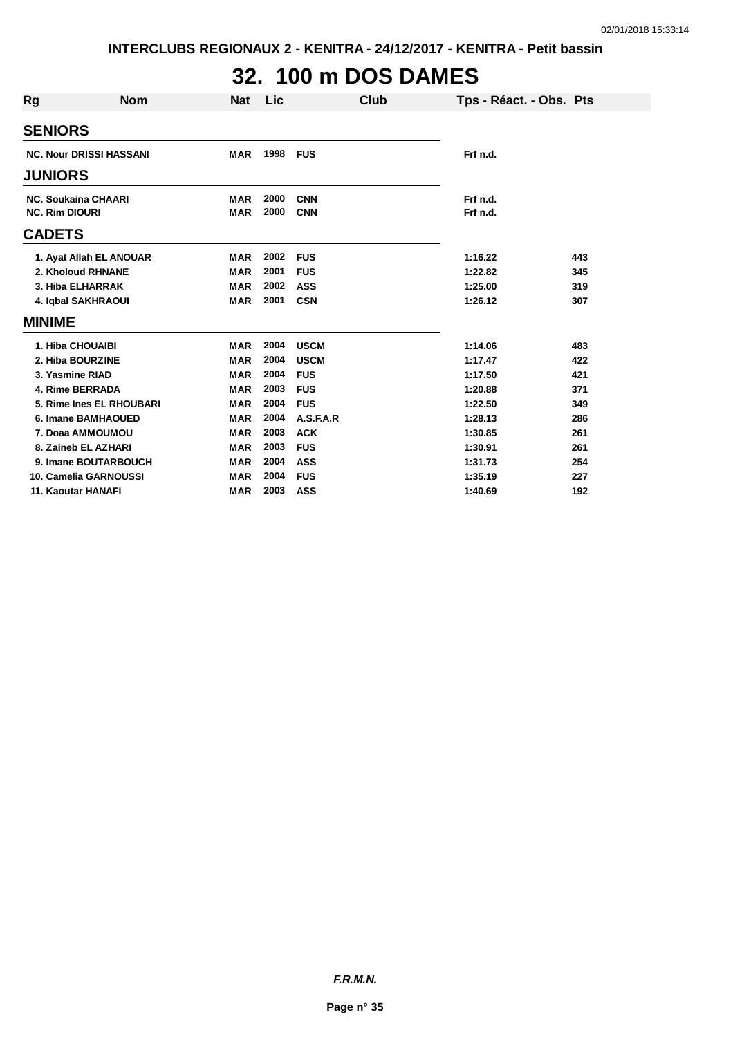INTERCLUBS REGIONAUX 2 - KENITRA - 24/12/2017 - KENITRA - Petit bassin

# 32. 100 m DOS DAMES

| Rg | Nom | Nat | Lic | Club | Tps - Réact. - Obs. | Pts |
|---|---|---|---|---|---|---|
| **SENIORS** | | | | | | |
| NC. | Nour DRISSI HASSANI | MAR | 1998 | FUS | Frf n.d. | |
| **JUNIORS** | | | | | | |
| NC. | Soukaina CHAARI | MAR | 2000 | CNN | Frf n.d. | |
| NC. | Rim DIOURI | MAR | 2000 | CNN | Frf n.d. | |
| **CADETS** | | | | | | |
| 1. | Ayat Allah EL ANOUAR | MAR | 2002 | FUS | 1:16.22 | 443 |
| 2. | Kholoud RHNANE | MAR | 2001 | FUS | 1:22.82 | 345 |
| 3. | Hiba ELHARRAK | MAR | 2002 | ASS | 1:25.00 | 319 |
| 4. | Iqbal SAKHRAOUI | MAR | 2001 | CSN | 1:26.12 | 307 |
| **MINIME** | | | | | | |
| 1. | Hiba CHOUAIBI | MAR | 2004 | USCM | 1:14.06 | 483 |
| 2. | Hiba BOURZINE | MAR | 2004 | USCM | 1:17.47 | 422 |
| 3. | Yasmine RIAD | MAR | 2004 | FUS | 1:17.50 | 421 |
| 4. | Rime BERRADA | MAR | 2003 | FUS | 1:20.88 | 371 |
| 5. | Rime Ines EL RHOUBARI | MAR | 2004 | FUS | 1:22.50 | 349 |
| 6. | Imane BAMHAOUED | MAR | 2004 | A.S.F.A.R | 1:28.13 | 286 |
| 7. | Doaa AMMOUMOU | MAR | 2003 | ACK | 1:30.85 | 261 |
| 8. | Zaineb EL AZHARI | MAR | 2003 | FUS | 1:30.91 | 261 |
| 9. | Imane BOUTARBOUCH | MAR | 2004 | ASS | 1:31.73 | 254 |
| 10. | Camelia GARNOUSSI | MAR | 2004 | FUS | 1:35.19 | 227 |
| 11. | Kaoutar HANAFI | MAR | 2003 | ASS | 1:40.69 | 192 |

*F.R.M.N.*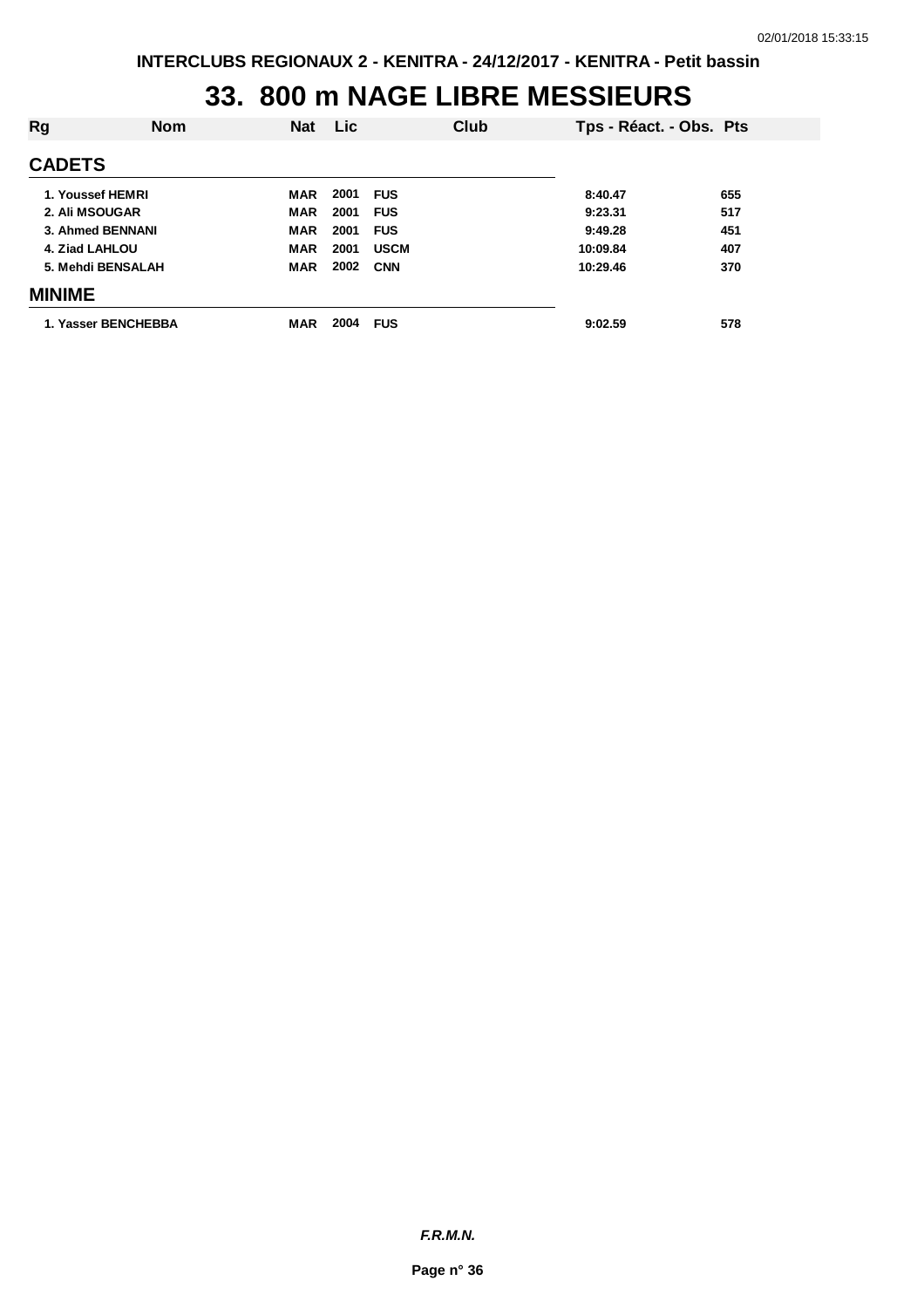# 33. 800 m NAGE LIBRE MESSIEURS

| Rg | Nom | Nat | Lic | Club | Tps - Réact. - Obs. | Pts |
|---|---|---|---|---|---|---|
| **CADETS** | | | | | | |
| 1. Youssef HEMRI | | MAR | 2001 | FUS | 8:40.47 | 655 |
| 2. Ali MSOUGAR | | MAR | 2001 | FUS | 9:23.31 | 517 |
| 3. Ahmed BENNANI | | MAR | 2001 | FUS | 9:49.28 | 451 |
| 4. Ziad LAHLOU | | MAR | 2001 | USCM | 10:09.84 | 407 |
| 5. Mehdi BENSALAH | | MAR | 2002 | CNN | 10:29.46 | 370 |
| **MINIME** | | | | | | |
| 1. Yasser BENCHEBBA | | MAR | 2004 | FUS | 9:02.59 | 578 |

*F.R.M.N.*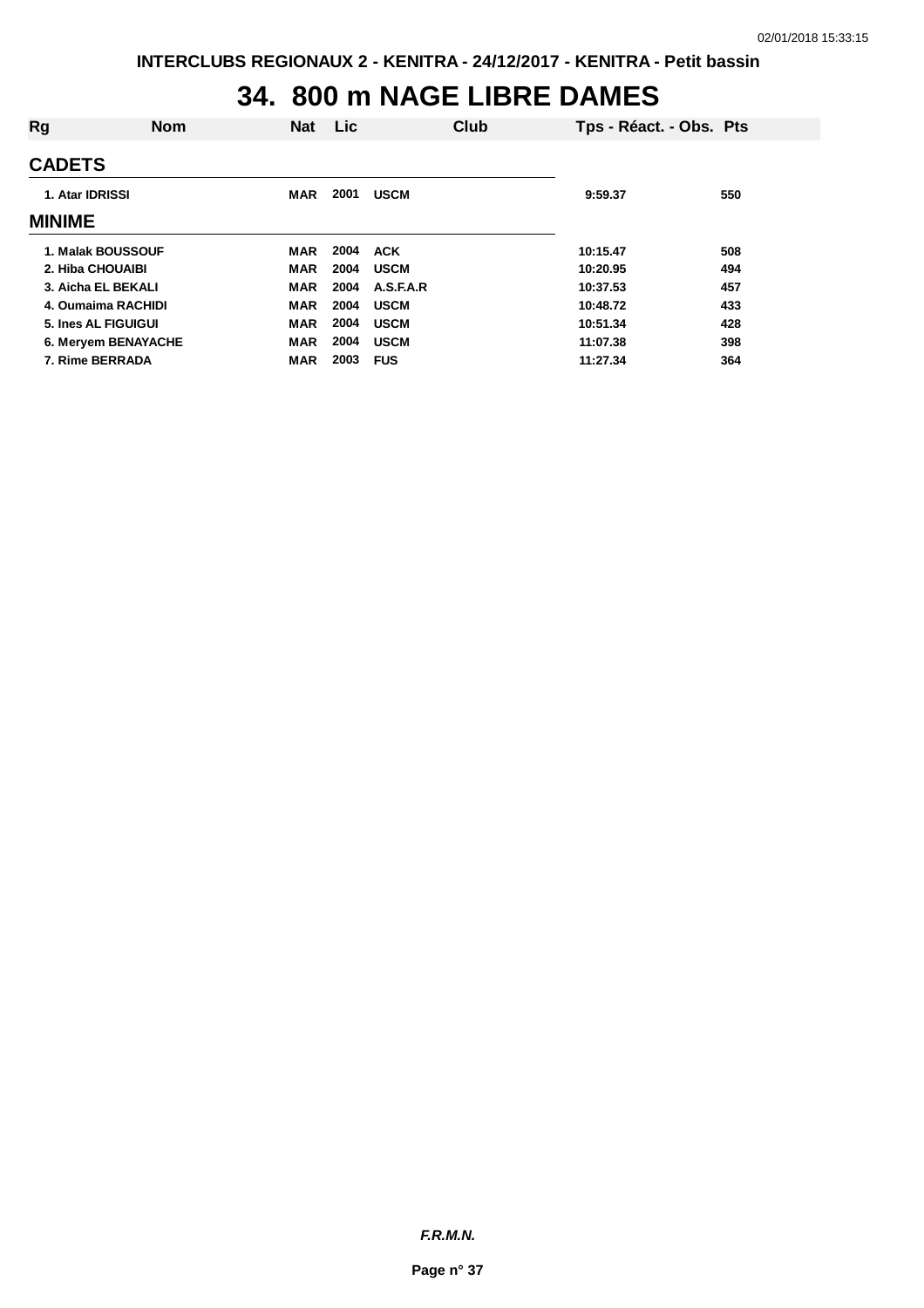# 34. 800 m NAGE LIBRE DAMES

| Rg | Nom | Nat | Lic | Club | Tps - Réact. - Obs. | Pts |
|---|---|---|---|---|---|---|
| **CADETS** | | | | | | |
| 1. Atar IDRISSI | | MAR | 2001 | USCM | 9:59.37 | 550 |
| **MINIME** | | | | | | |
| 1. Malak BOUSSOUF | | MAR | 2004 | ACK | 10:15.47 | 508 |
| 2. Hiba CHOUAIBI | | MAR | 2004 | USCM | 10:20.95 | 494 |
| 3. Aicha EL BEKALI | | MAR | 2004 | A.S.F.A.R | 10:37.53 | 457 |
| 4. Oumaima RACHIDI | | MAR | 2004 | USCM | 10:48.72 | 433 |
| 5. Ines AL FIGUIGUI | | MAR | 2004 | USCM | 10:51.34 | 428 |
| 6. Meryem BENAYACHE | | MAR | 2004 | USCM | 11:07.38 | 398 |
| 7. Rime BERRADA | | MAR | 2003 | FUS | 11:27.34 | 364 |

***F.R.M.N.***